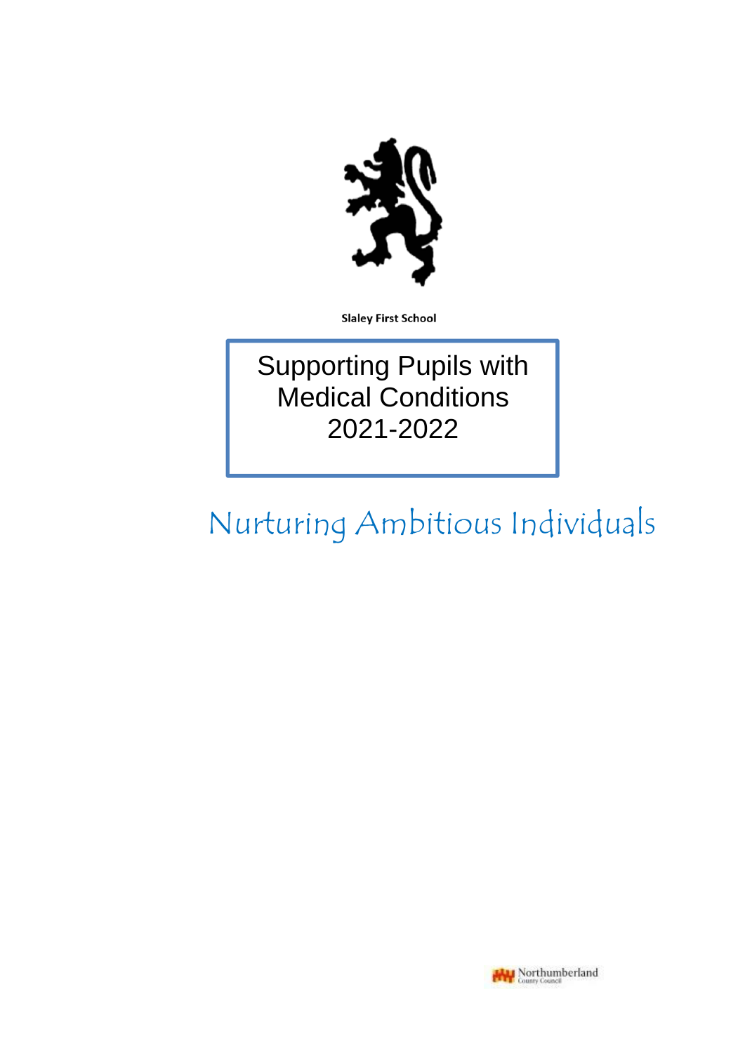**Slaley First School**

# Supporting Pupils with Medical Conditions 2021-2022

Nurturing Ambitious Individuals

Northumberland County Council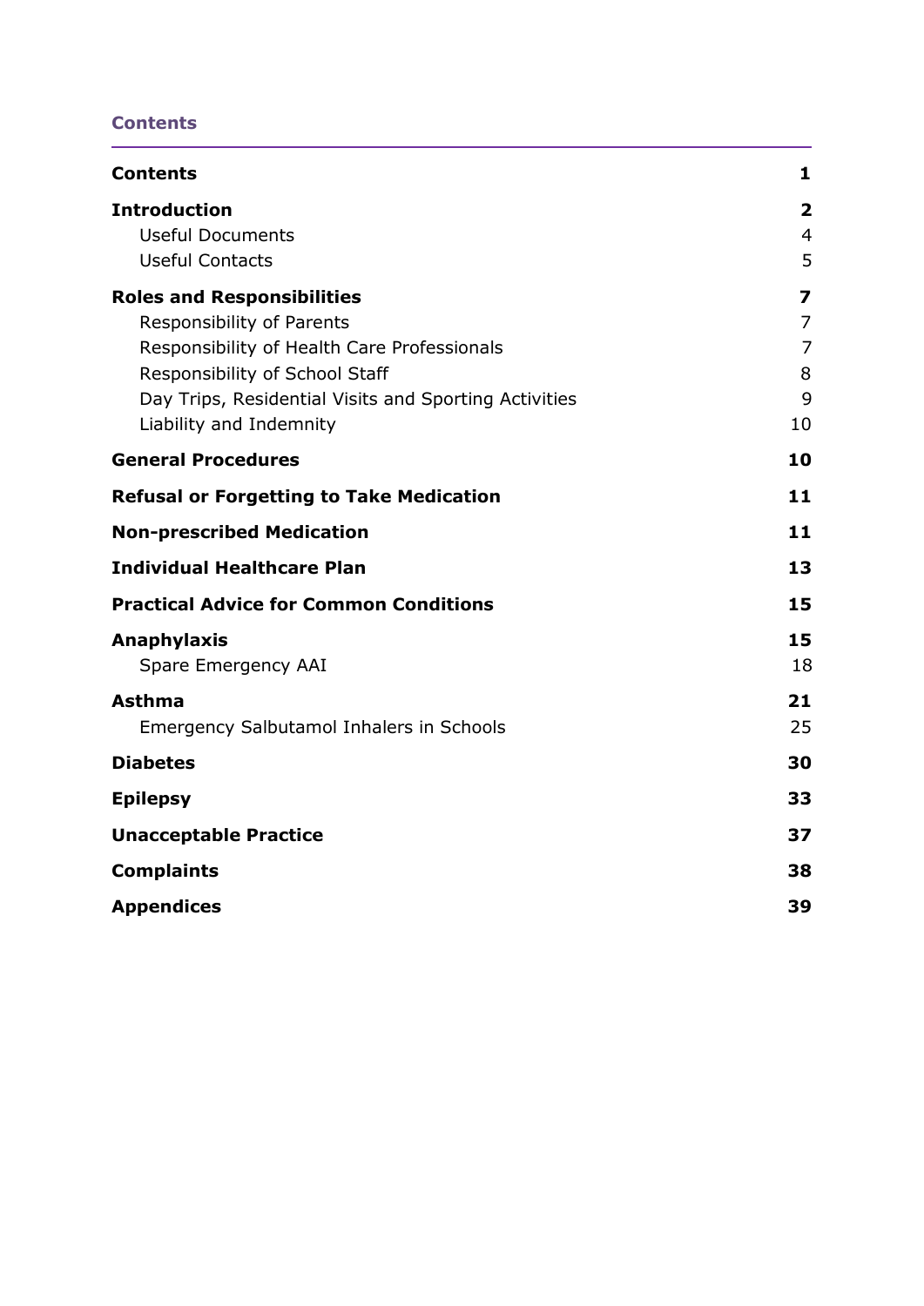## Contents

| | |
|---|---|
| **Contents** | **1** |
| **Introduction** | **2** |
| Useful Documents | 4 |
| Useful Contacts | 5 |
| **Roles and Responsibilities** | **7** |
| Responsibility of Parents | 7 |
| Responsibility of Health Care Professionals | 7 |
| Responsibility of School Staff | 8 |
| Day Trips, Residential Visits and Sporting Activities | 9 |
| Liability and Indemnity | 10 |
| **General Procedures** | **10** |
| **Refusal or Forgetting to Take Medication** | **11** |
| **Non-prescribed Medication** | **11** |
| **Individual Healthcare Plan** | **13** |
| **Practical Advice for Common Conditions** | **15** |
| **Anaphylaxis** | **15** |
| Spare Emergency AAI | 18 |
| **Asthma** | **21** |
| Emergency Salbutamol Inhalers in Schools | 25 |
| **Diabetes** | **30** |
| **Epilepsy** | **33** |
| **Unacceptable Practice** | **37** |
| **Complaints** | **38** |
| **Appendices** | **39** |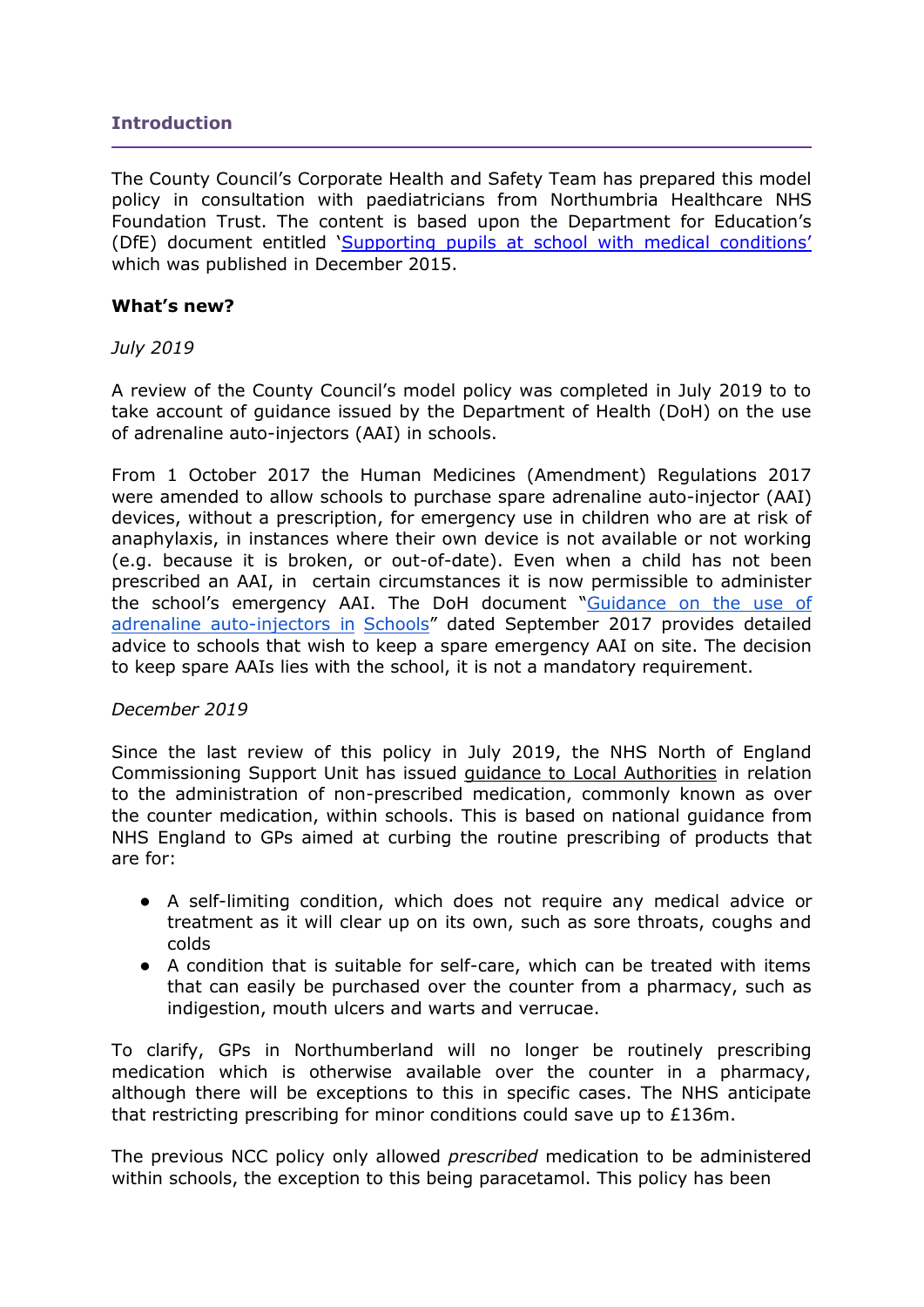## Introduction

The County Council's Corporate Health and Safety Team has prepared this model policy in consultation with paediatricians from Northumbria Healthcare NHS Foundation Trust. The content is based upon the Department for Education's (DfE) document entitled 'Supporting pupils at school with medical conditions' which was published in December 2015.

**What's new?**

*July 2019*

A review of the County Council's model policy was completed in July 2019 to to take account of guidance issued by the Department of Health (DoH) on the use of adrenaline auto-injectors (AAI) in schools.

From 1 October 2017 the Human Medicines (Amendment) Regulations 2017 were amended to allow schools to purchase spare adrenaline auto-injector (AAI) devices, without a prescription, for emergency use in children who are at risk of anaphylaxis, in instances where their own device is not available or not working (e.g. because it is broken, or out-of-date). Even when a child has not been prescribed an AAI, in certain circumstances it is now permissible to administer the school's emergency AAI. The DoH document "Guidance on the use of adrenaline auto-injectors in Schools" dated September 2017 provides detailed advice to schools that wish to keep a spare emergency AAI on site. The decision to keep spare AAIs lies with the school, it is not a mandatory requirement.

*December 2019*

Since the last review of this policy in July 2019, the NHS North of England Commissioning Support Unit has issued guidance to Local Authorities in relation to the administration of non-prescribed medication, commonly known as over the counter medication, within schools. This is based on national guidance from NHS England to GPs aimed at curbing the routine prescribing of products that are for:

- A self-limiting condition, which does not require any medical advice or treatment as it will clear up on its own, such as sore throats, coughs and colds
- A condition that is suitable for self-care, which can be treated with items that can easily be purchased over the counter from a pharmacy, such as indigestion, mouth ulcers and warts and verrucae.

To clarify, GPs in Northumberland will no longer be routinely prescribing medication which is otherwise available over the counter in a pharmacy, although there will be exceptions to this in specific cases. The NHS anticipate that restricting prescribing for minor conditions could save up to £136m.

The previous NCC policy only allowed *prescribed* medication to be administered within schools, the exception to this being paracetamol. This policy has been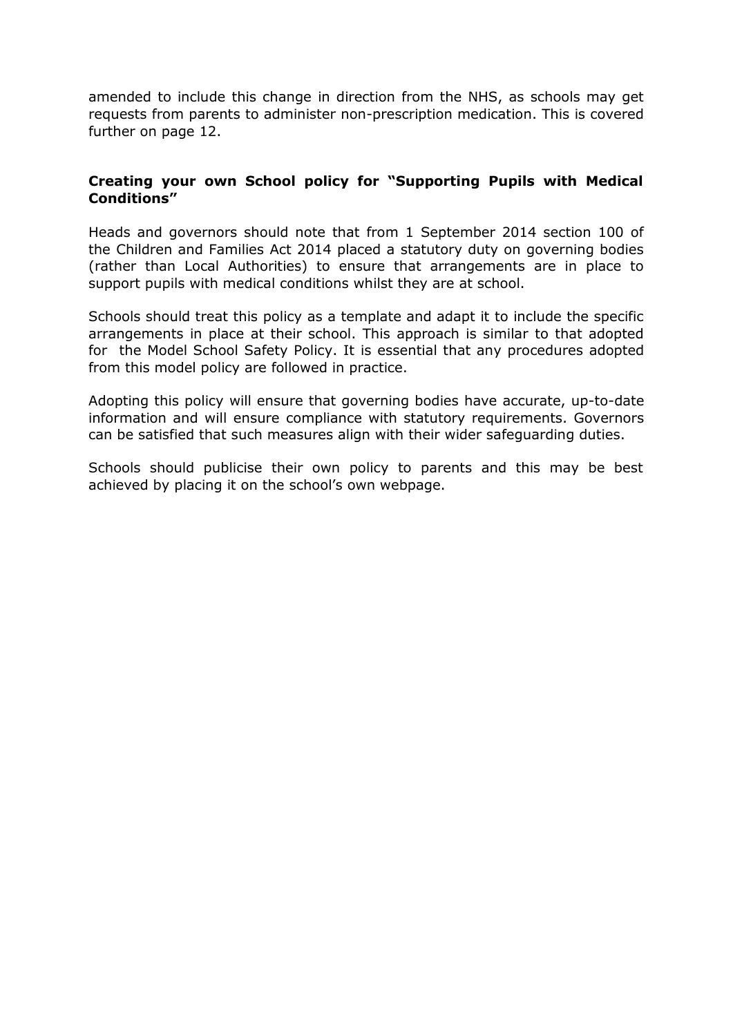amended to include this change in direction from the NHS, as schools may get requests from parents to administer non-prescription medication. This is covered further on page 12.

### Creating your own School policy for "Supporting Pupils with Medical Conditions"

Heads and governors should note that from 1 September 2014 section 100 of the Children and Families Act 2014 placed a statutory duty on governing bodies (rather than Local Authorities) to ensure that arrangements are in place to support pupils with medical conditions whilst they are at school.

Schools should treat this policy as a template and adapt it to include the specific arrangements in place at their school. This approach is similar to that adopted for the Model School Safety Policy. It is essential that any procedures adopted from this model policy are followed in practice.

Adopting this policy will ensure that governing bodies have accurate, up-to-date information and will ensure compliance with statutory requirements. Governors can be satisfied that such measures align with their wider safeguarding duties.

Schools should publicise their own policy to parents and this may be best achieved by placing it on the school's own webpage.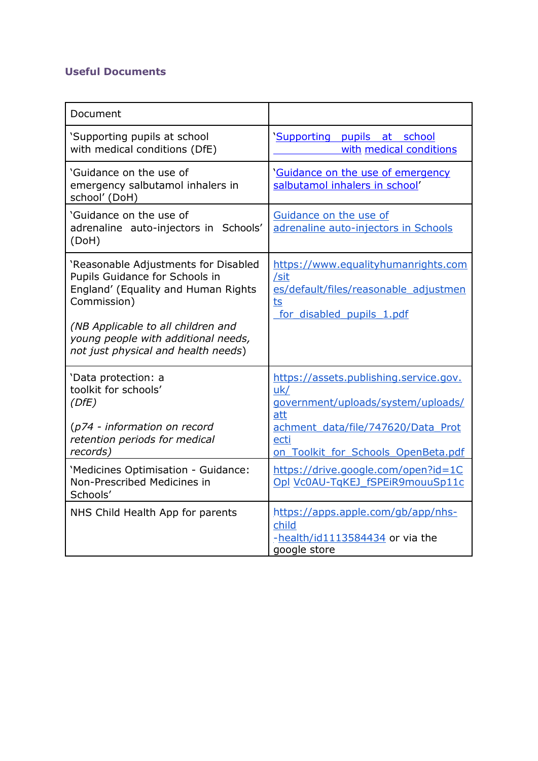### Useful Documents

| Document | |
|---|---|
| 'Supporting pupils at school with medical conditions (DfE) | 'Supporting pupils at school with medical conditions |
| 'Guidance on the use of emergency salbutamol inhalers in school' (DoH) | 'Guidance on the use of emergency salbutamol inhalers in school' |
| 'Guidance on the use of adrenaline auto-injectors in Schools' (DoH) | Guidance on the use of adrenaline auto-injectors in Schools |
| 'Reasonable Adjustments for Disabled Pupils Guidance for Schools in England' (Equality and Human Rights Commission)<br><br>*(NB Applicable to all children and young people with additional needs, not just physical and health needs)* | https://www.equalityhumanrights.com/sites/default/files/reasonable_adjustments_for_disabled_pupils_1.pdf |
| 'Data protection: a toolkit for schools' *(DfE)*<br><br>*(p74 - information on record retention periods for medical records)* | https://assets.publishing.service.gov.uk/government/uploads/system/uploads/attachment_data/file/747620/Data_Protection_Toolkit_for_Schools_OpenBeta.pdf |
| 'Medicines Optimisation - Guidance: Non-Prescribed Medicines in Schools' | https://drive.google.com/open?id=1COpl Vc0AU-TqKEJ_fSPEiR9mouuSp11c |
| NHS Child Health App for parents | https://apps.apple.com/gb/app/nhs-child-health/id1113584434 or via the google store |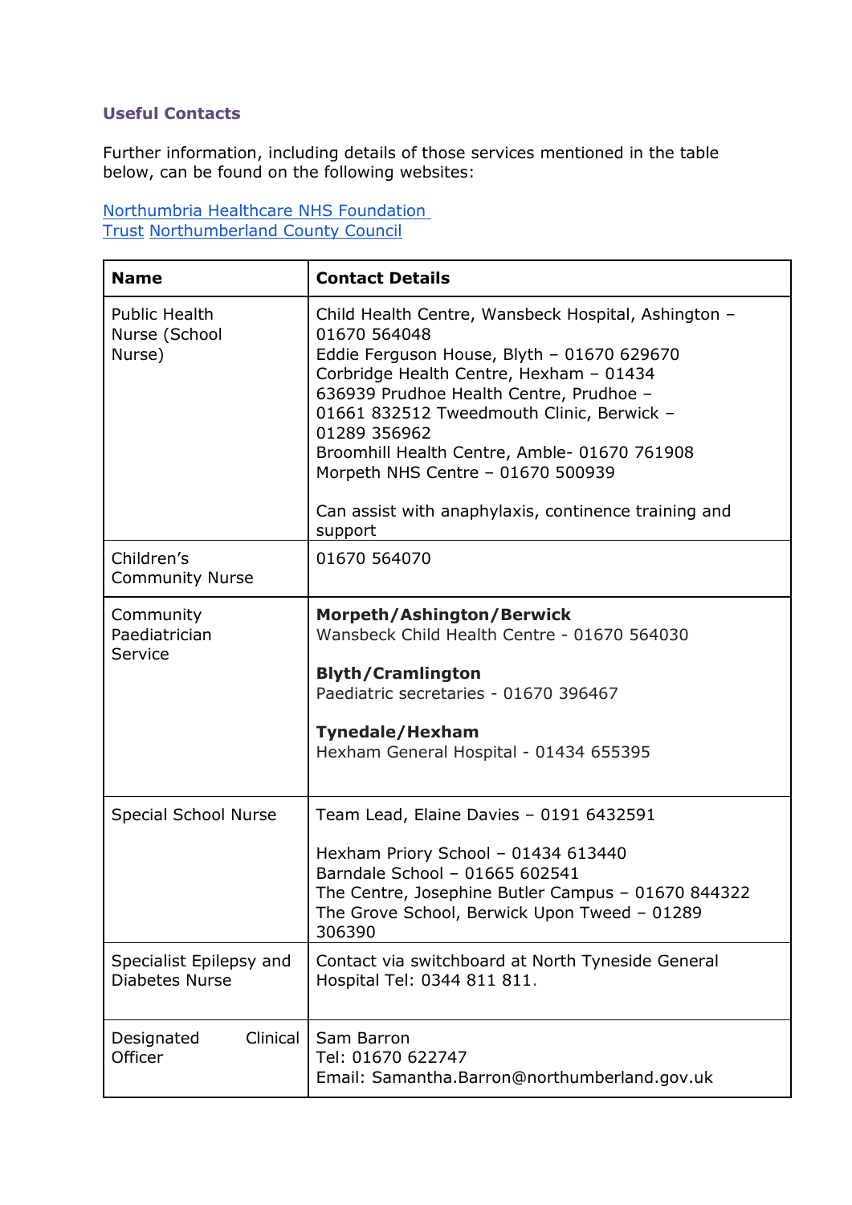### Useful Contacts

Further information, including details of those services mentioned in the table below, can be found on the following websites:

[Northumbria Healthcare NHS Foundation Trust](#) [Northumberland County Council](#)

| Name | Contact Details |
|---|---|
| Public Health Nurse (School Nurse) | Child Health Centre, Wansbeck Hospital, Ashington – 01670 564048<br>Eddie Ferguson House, Blyth – 01670 629670<br>Corbridge Health Centre, Hexham – 01434 636939 Prudhoe Health Centre, Prudhoe – 01661 832512 Tweedmouth Clinic, Berwick – 01289 356962<br>Broomhill Health Centre, Amble- 01670 761908<br>Morpeth NHS Centre – 01670 500939<br><br>Can assist with anaphylaxis, continence training and support |
| Children's Community Nurse | 01670 564070 |
| Community Paediatrician Service | **Morpeth/Ashington/Berwick**<br>Wansbeck Child Health Centre - 01670 564030<br><br>**Blyth/Cramlington**<br>Paediatric secretaries - 01670 396467<br><br>**Tynedale/Hexham**<br>Hexham General Hospital - 01434 655395 |
| Special School Nurse | Team Lead, Elaine Davies – 0191 6432591<br><br>Hexham Priory School – 01434 613440<br>Barndale School – 01665 602541<br>The Centre, Josephine Butler Campus – 01670 844322<br>The Grove School, Berwick Upon Tweed – 01289 306390 |
| Specialist Epilepsy and Diabetes Nurse | Contact via switchboard at North Tyneside General Hospital Tel: 0344 811 811. |
| Designated Clinical Officer | Sam Barron<br>Tel: 01670 622747<br>Email: Samantha.Barron@northumberland.gov.uk |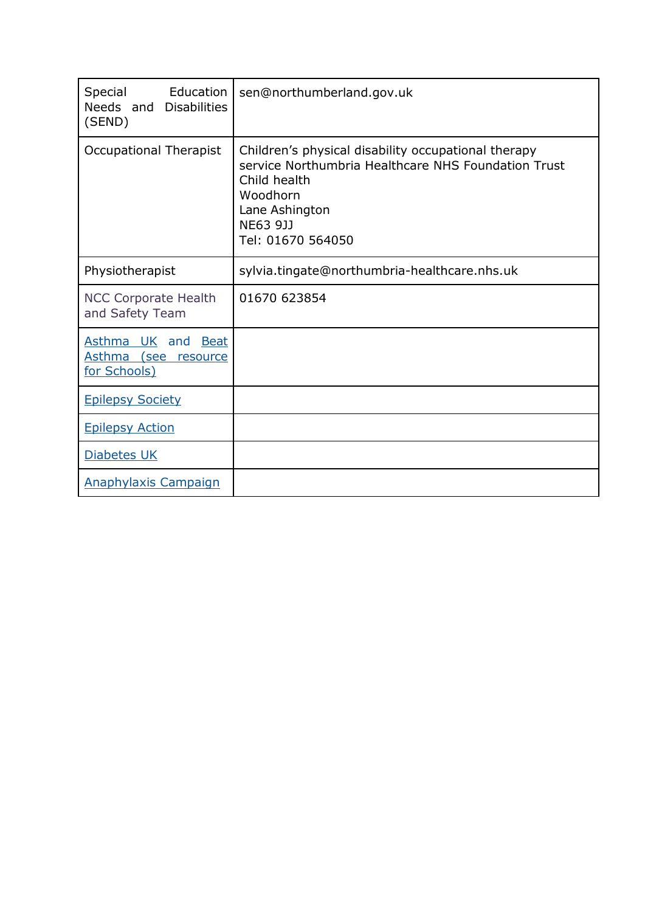| Special Education Needs and Disabilities (SEND) | sen@northumberland.gov.uk |
|---|---|
| Occupational Therapist | Children's physical disability occupational therapy service Northumbria Healthcare NHS Foundation Trust<br>Child health<br>Woodhorn<br>Lane Ashington<br>NE63 9JJ<br>Tel: 01670 564050 |
| Physiotherapist | sylvia.tingate@northumbria-healthcare.nhs.uk |
| NCC Corporate Health and Safety Team | 01670 623854 |
| Asthma UK and Beat Asthma (see resource for Schools) | |
| Epilepsy Society | |
| Epilepsy Action | |
| Diabetes UK | |
| Anaphylaxis Campaign | |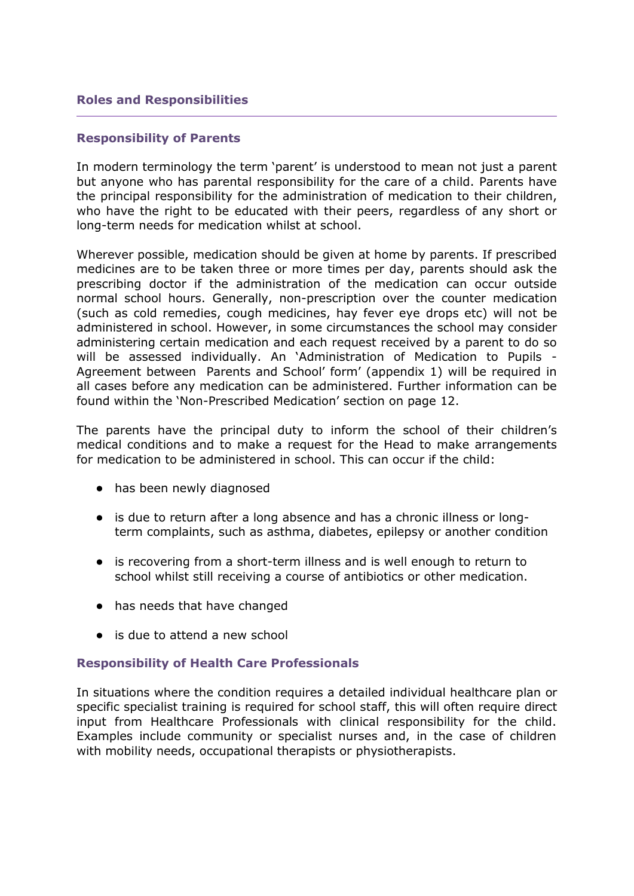## Roles and Responsibilities

### Responsibility of Parents

In modern terminology the term 'parent' is understood to mean not just a parent but anyone who has parental responsibility for the care of a child. Parents have the principal responsibility for the administration of medication to their children, who have the right to be educated with their peers, regardless of any short or long-term needs for medication whilst at school.

Wherever possible, medication should be given at home by parents. If prescribed medicines are to be taken three or more times per day, parents should ask the prescribing doctor if the administration of the medication can occur outside normal school hours. Generally, non-prescription over the counter medication (such as cold remedies, cough medicines, hay fever eye drops etc) will not be administered in school. However, in some circumstances the school may consider administering certain medication and each request received by a parent to do so will be assessed individually. An 'Administration of Medication to Pupils - Agreement between Parents and School' form' (appendix 1) will be required in all cases before any medication can be administered. Further information can be found within the 'Non-Prescribed Medication' section on page 12.

The parents have the principal duty to inform the school of their children's medical conditions and to make a request for the Head to make arrangements for medication to be administered in school. This can occur if the child:

- has been newly diagnosed
- is due to return after a long absence and has a chronic illness or long-term complaints, such as asthma, diabetes, epilepsy or another condition
- is recovering from a short-term illness and is well enough to return to school whilst still receiving a course of antibiotics or other medication.
- has needs that have changed
- is due to attend a new school

### Responsibility of Health Care Professionals

In situations where the condition requires a detailed individual healthcare plan or specific specialist training is required for school staff, this will often require direct input from Healthcare Professionals with clinical responsibility for the child. Examples include community or specialist nurses and, in the case of children with mobility needs, occupational therapists or physiotherapists.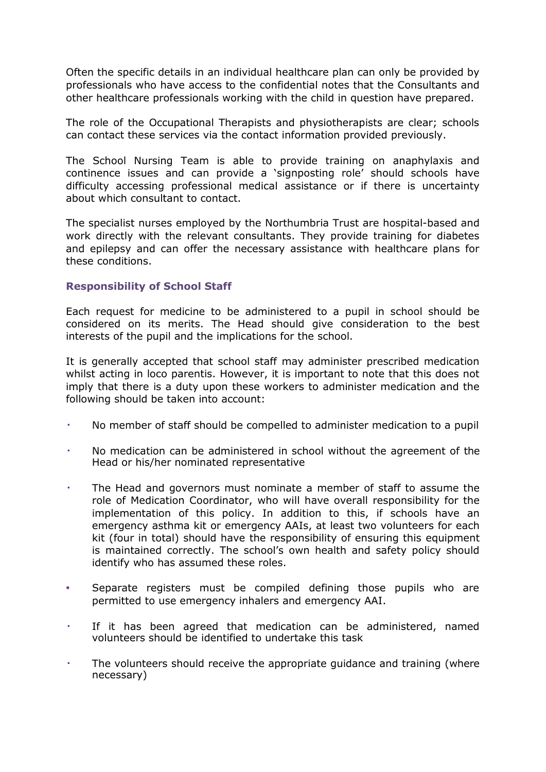Often the specific details in an individual healthcare plan can only be provided by professionals who have access to the confidential notes that the Consultants and other healthcare professionals working with the child in question have prepared.

The role of the Occupational Therapists and physiotherapists are clear; schools can contact these services via the contact information provided previously.

The School Nursing Team is able to provide training on anaphylaxis and continence issues and can provide a 'signposting role' should schools have difficulty accessing professional medical assistance or if there is uncertainty about which consultant to contact.

The specialist nurses employed by the Northumbria Trust are hospital-based and work directly with the relevant consultants. They provide training for diabetes and epilepsy and can offer the necessary assistance with healthcare plans for these conditions.

### Responsibility of School Staff

Each request for medicine to be administered to a pupil in school should be considered on its merits. The Head should give consideration to the best interests of the pupil and the implications for the school.

It is generally accepted that school staff may administer prescribed medication whilst acting in loco parentis. However, it is important to note that this does not imply that there is a duty upon these workers to administer medication and the following should be taken into account:

- No member of staff should be compelled to administer medication to a pupil
- No medication can be administered in school without the agreement of the Head or his/her nominated representative
- The Head and governors must nominate a member of staff to assume the role of Medication Coordinator, who will have overall responsibility for the implementation of this policy. In addition to this, if schools have an emergency asthma kit or emergency AAIs, at least two volunteers for each kit (four in total) should have the responsibility of ensuring this equipment is maintained correctly. The school's own health and safety policy should identify who has assumed these roles.
- Separate registers must be compiled defining those pupils who are permitted to use emergency inhalers and emergency AAI.
- If it has been agreed that medication can be administered, named volunteers should be identified to undertake this task
- The volunteers should receive the appropriate guidance and training (where necessary)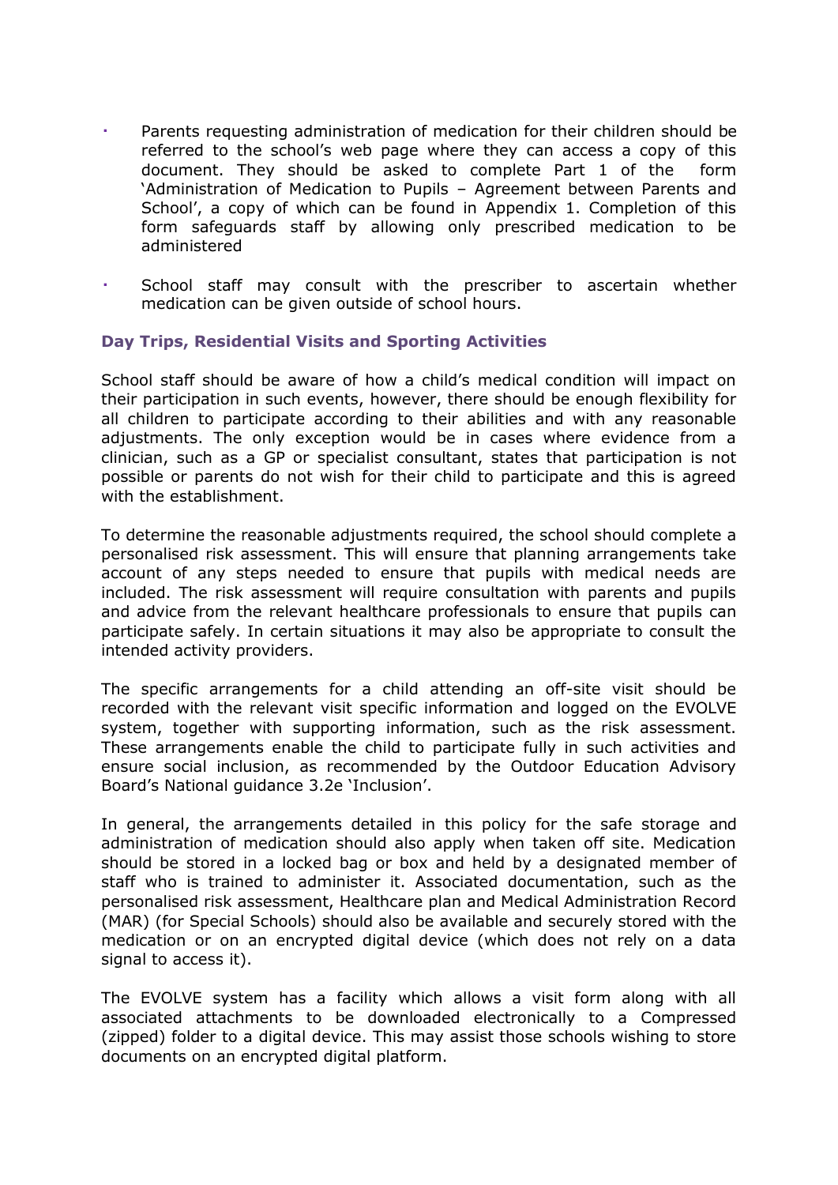- Parents requesting administration of medication for their children should be referred to the school's web page where they can access a copy of this document. They should be asked to complete Part 1 of the form 'Administration of Medication to Pupils – Agreement between Parents and School', a copy of which can be found in Appendix 1. Completion of this form safeguards staff by allowing only prescribed medication to be administered

- School staff may consult with the prescriber to ascertain whether medication can be given outside of school hours.

### Day Trips, Residential Visits and Sporting Activities

School staff should be aware of how a child's medical condition will impact on their participation in such events, however, there should be enough flexibility for all children to participate according to their abilities and with any reasonable adjustments. The only exception would be in cases where evidence from a clinician, such as a GP or specialist consultant, states that participation is not possible or parents do not wish for their child to participate and this is agreed with the establishment.

To determine the reasonable adjustments required, the school should complete a personalised risk assessment. This will ensure that planning arrangements take account of any steps needed to ensure that pupils with medical needs are included. The risk assessment will require consultation with parents and pupils and advice from the relevant healthcare professionals to ensure that pupils can participate safely. In certain situations it may also be appropriate to consult the intended activity providers.

The specific arrangements for a child attending an off-site visit should be recorded with the relevant visit specific information and logged on the EVOLVE system, together with supporting information, such as the risk assessment. These arrangements enable the child to participate fully in such activities and ensure social inclusion, as recommended by the Outdoor Education Advisory Board's National guidance 3.2e 'Inclusion'.

In general, the arrangements detailed in this policy for the safe storage and administration of medication should also apply when taken off site. Medication should be stored in a locked bag or box and held by a designated member of staff who is trained to administer it. Associated documentation, such as the personalised risk assessment, Healthcare plan and Medical Administration Record (MAR) (for Special Schools) should also be available and securely stored with the medication or on an encrypted digital device (which does not rely on a data signal to access it).

The EVOLVE system has a facility which allows a visit form along with all associated attachments to be downloaded electronically to a Compressed (zipped) folder to a digital device. This may assist those schools wishing to store documents on an encrypted digital platform.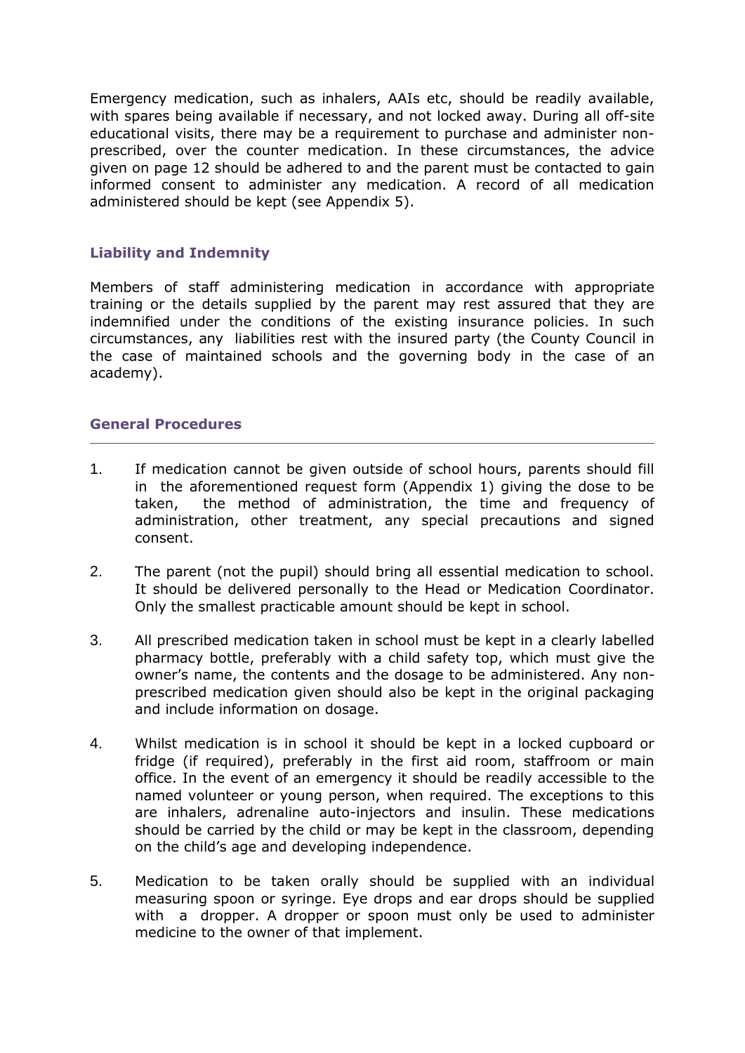Emergency medication, such as inhalers, AAIs etc, should be readily available, with spares being available if necessary, and not locked away. During all off-site educational visits, there may be a requirement to purchase and administer non-prescribed, over the counter medication. In these circumstances, the advice given on page 12 should be adhered to and the parent must be contacted to gain informed consent to administer any medication. A record of all medication administered should be kept (see Appendix 5).

### Liability and Indemnity

Members of staff administering medication in accordance with appropriate training or the details supplied by the parent may rest assured that they are indemnified under the conditions of the existing insurance policies. In such circumstances, any liabilities rest with the insured party (the County Council in the case of maintained schools and the governing body in the case of an academy).

### General Procedures

1. If medication cannot be given outside of school hours, parents should fill in the aforementioned request form (Appendix 1) giving the dose to be taken, the method of administration, the time and frequency of administration, other treatment, any special precautions and signed consent.

2. The parent (not the pupil) should bring all essential medication to school. It should be delivered personally to the Head or Medication Coordinator. Only the smallest practicable amount should be kept in school.

3. All prescribed medication taken in school must be kept in a clearly labelled pharmacy bottle, preferably with a child safety top, which must give the owner's name, the contents and the dosage to be administered. Any non-prescribed medication given should also be kept in the original packaging and include information on dosage.

4. Whilst medication is in school it should be kept in a locked cupboard or fridge (if required), preferably in the first aid room, staffroom or main office. In the event of an emergency it should be readily accessible to the named volunteer or young person, when required. The exceptions to this are inhalers, adrenaline auto-injectors and insulin. These medications should be carried by the child or may be kept in the classroom, depending on the child's age and developing independence.

5. Medication to be taken orally should be supplied with an individual measuring spoon or syringe. Eye drops and ear drops should be supplied with a dropper. A dropper or spoon must only be used to administer medicine to the owner of that implement.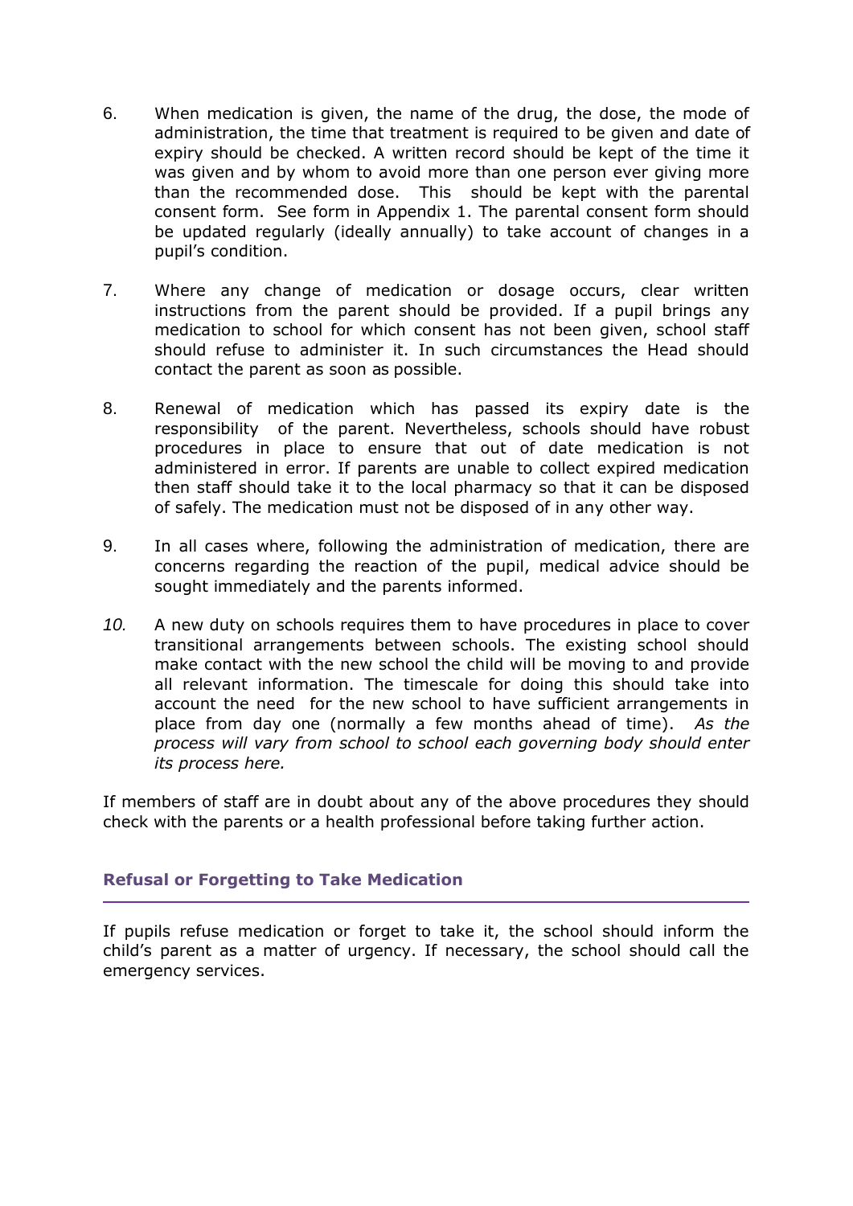6. When medication is given, the name of the drug, the dose, the mode of administration, the time that treatment is required to be given and date of expiry should be checked. A written record should be kept of the time it was given and by whom to avoid more than one person ever giving more than the recommended dose. This should be kept with the parental consent form. See form in Appendix 1. The parental consent form should be updated regularly (ideally annually) to take account of changes in a pupil's condition.

7. Where any change of medication or dosage occurs, clear written instructions from the parent should be provided. If a pupil brings any medication to school for which consent has not been given, school staff should refuse to administer it. In such circumstances the Head should contact the parent as soon as possible.

8. Renewal of medication which has passed its expiry date is the responsibility of the parent. Nevertheless, schools should have robust procedures in place to ensure that out of date medication is not administered in error. If parents are unable to collect expired medication then staff should take it to the local pharmacy so that it can be disposed of safely. The medication must not be disposed of in any other way.

9. In all cases where, following the administration of medication, there are concerns regarding the reaction of the pupil, medical advice should be sought immediately and the parents informed.

10. A new duty on schools requires them to have procedures in place to cover transitional arrangements between schools. The existing school should make contact with the new school the child will be moving to and provide all relevant information. The timescale for doing this should take into account the need for the new school to have sufficient arrangements in place from day one (normally a few months ahead of time). *As the process will vary from school to school each governing body should enter its process here.*

If members of staff are in doubt about any of the above procedures they should check with the parents or a health professional before taking further action.

## Refusal or Forgetting to Take Medication

If pupils refuse medication or forget to take it, the school should inform the child's parent as a matter of urgency. If necessary, the school should call the emergency services.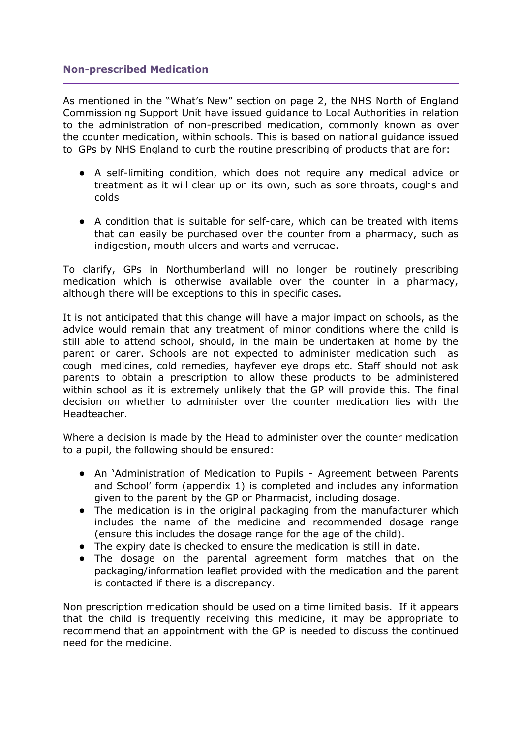## Non-prescribed Medication

As mentioned in the "What's New" section on page 2, the NHS North of England Commissioning Support Unit have issued guidance to Local Authorities in relation to the administration of non-prescribed medication, commonly known as over the counter medication, within schools. This is based on national guidance issued to GPs by NHS England to curb the routine prescribing of products that are for:

- A self-limiting condition, which does not require any medical advice or treatment as it will clear up on its own, such as sore throats, coughs and colds
- A condition that is suitable for self-care, which can be treated with items that can easily be purchased over the counter from a pharmacy, such as indigestion, mouth ulcers and warts and verrucae.

To clarify, GPs in Northumberland will no longer be routinely prescribing medication which is otherwise available over the counter in a pharmacy, although there will be exceptions to this in specific cases.

It is not anticipated that this change will have a major impact on schools, as the advice would remain that any treatment of minor conditions where the child is still able to attend school, should, in the main be undertaken at home by the parent or carer. Schools are not expected to administer medication such as cough medicines, cold remedies, hayfever eye drops etc. Staff should not ask parents to obtain a prescription to allow these products to be administered within school as it is extremely unlikely that the GP will provide this. The final decision on whether to administer over the counter medication lies with the Headteacher.

Where a decision is made by the Head to administer over the counter medication to a pupil, the following should be ensured:

- An 'Administration of Medication to Pupils - Agreement between Parents and School' form (appendix 1) is completed and includes any information given to the parent by the GP or Pharmacist, including dosage.
- The medication is in the original packaging from the manufacturer which includes the name of the medicine and recommended dosage range (ensure this includes the dosage range for the age of the child).
- The expiry date is checked to ensure the medication is still in date.
- The dosage on the parental agreement form matches that on the packaging/information leaflet provided with the medication and the parent is contacted if there is a discrepancy.

Non prescription medication should be used on a time limited basis. If it appears that the child is frequently receiving this medicine, it may be appropriate to recommend that an appointment with the GP is needed to discuss the continued need for the medicine.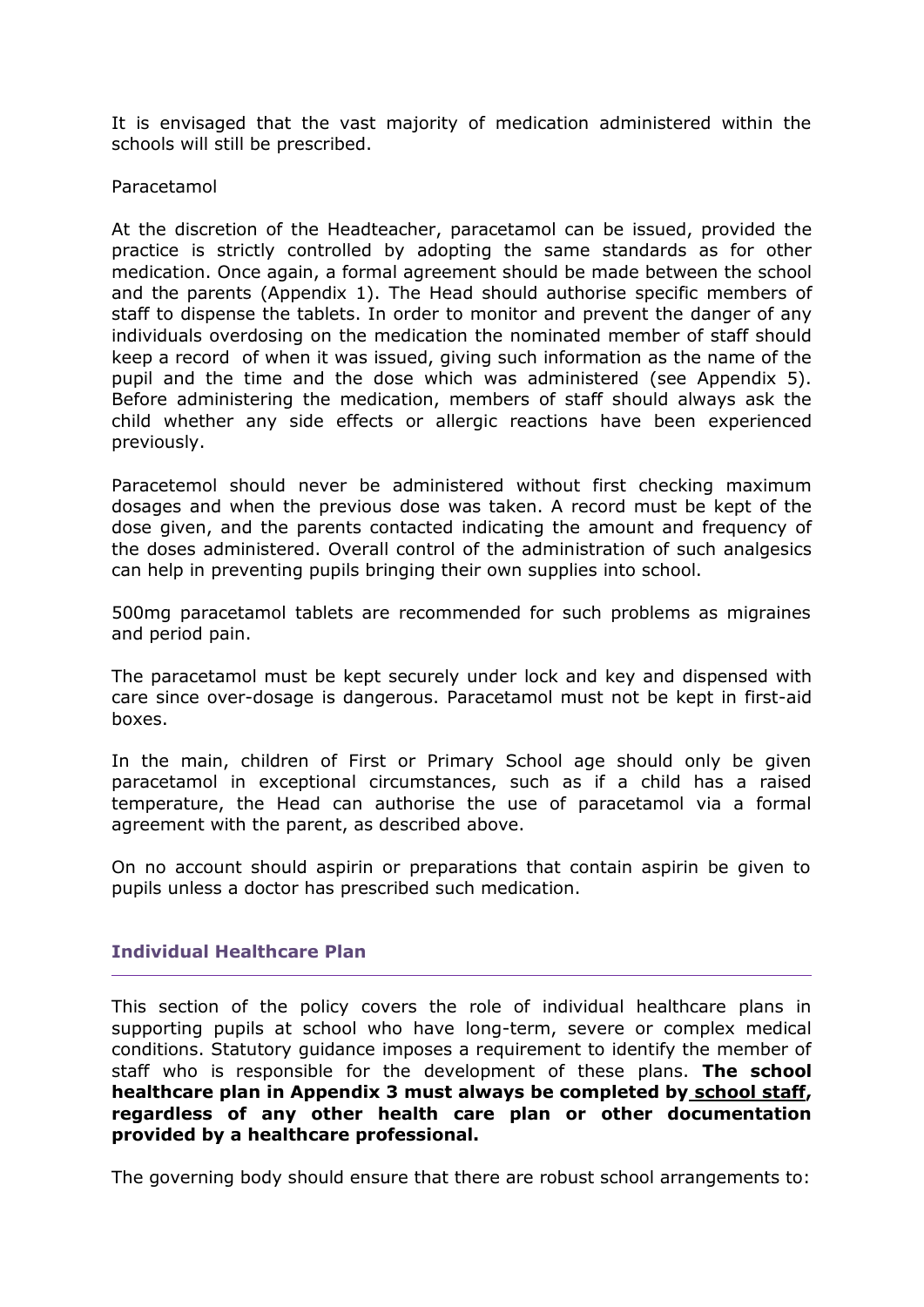It is envisaged that the vast majority of medication administered within the schools will still be prescribed.

Paracetamol

At the discretion of the Headteacher, paracetamol can be issued, provided the practice is strictly controlled by adopting the same standards as for other medication. Once again, a formal agreement should be made between the school and the parents (Appendix 1). The Head should authorise specific members of staff to dispense the tablets. In order to monitor and prevent the danger of any individuals overdosing on the medication the nominated member of staff should keep a record of when it was issued, giving such information as the name of the pupil and the time and the dose which was administered (see Appendix 5). Before administering the medication, members of staff should always ask the child whether any side effects or allergic reactions have been experienced previously.

Paracetemol should never be administered without first checking maximum dosages and when the previous dose was taken. A record must be kept of the dose given, and the parents contacted indicating the amount and frequency of the doses administered. Overall control of the administration of such analgesics can help in preventing pupils bringing their own supplies into school.

500mg paracetamol tablets are recommended for such problems as migraines and period pain.

The paracetamol must be kept securely under lock and key and dispensed with care since over-dosage is dangerous. Paracetamol must not be kept in first-aid boxes.

In the main, children of First or Primary School age should only be given paracetamol in exceptional circumstances, such as if a child has a raised temperature, the Head can authorise the use of paracetamol via a formal agreement with the parent, as described above.

On no account should aspirin or preparations that contain aspirin be given to pupils unless a doctor has prescribed such medication.

## Individual Healthcare Plan

This section of the policy covers the role of individual healthcare plans in supporting pupils at school who have long-term, severe or complex medical conditions. Statutory guidance imposes a requirement to identify the member of staff who is responsible for the development of these plans. **The school healthcare plan in Appendix 3 must always be completed by <u>school staff</u>, regardless of any other health care plan or other documentation provided by a healthcare professional.**

The governing body should ensure that there are robust school arrangements to: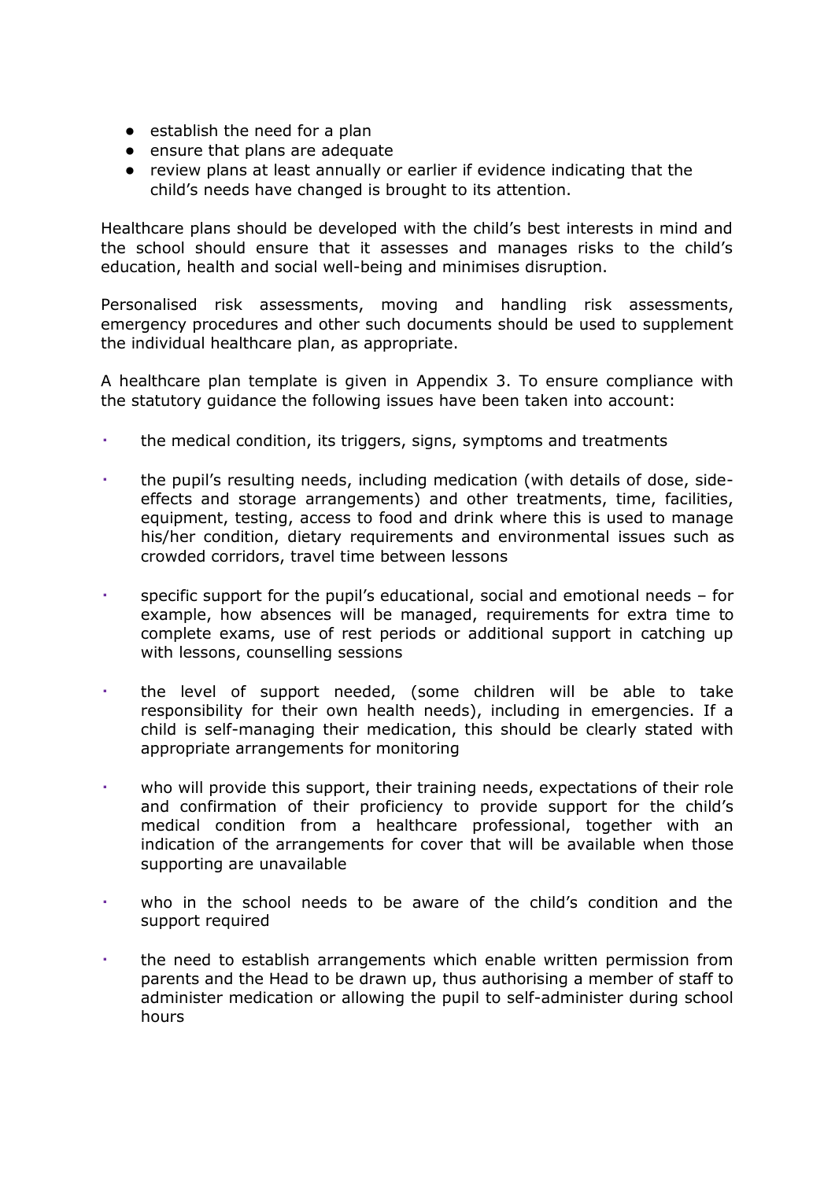- establish the need for a plan
- ensure that plans are adequate
- review plans at least annually or earlier if evidence indicating that the child's needs have changed is brought to its attention.

Healthcare plans should be developed with the child's best interests in mind and the school should ensure that it assesses and manages risks to the child's education, health and social well-being and minimises disruption.

Personalised risk assessments, moving and handling risk assessments, emergency procedures and other such documents should be used to supplement the individual healthcare plan, as appropriate.

A healthcare plan template is given in Appendix 3. To ensure compliance with the statutory guidance the following issues have been taken into account:

- the medical condition, its triggers, signs, symptoms and treatments
- the pupil's resulting needs, including medication (with details of dose, side-effects and storage arrangements) and other treatments, time, facilities, equipment, testing, access to food and drink where this is used to manage his/her condition, dietary requirements and environmental issues such as crowded corridors, travel time between lessons
- specific support for the pupil's educational, social and emotional needs – for example, how absences will be managed, requirements for extra time to complete exams, use of rest periods or additional support in catching up with lessons, counselling sessions
- the level of support needed, (some children will be able to take responsibility for their own health needs), including in emergencies. If a child is self-managing their medication, this should be clearly stated with appropriate arrangements for monitoring
- who will provide this support, their training needs, expectations of their role and confirmation of their proficiency to provide support for the child's medical condition from a healthcare professional, together with an indication of the arrangements for cover that will be available when those supporting are unavailable
- who in the school needs to be aware of the child's condition and the support required
- the need to establish arrangements which enable written permission from parents and the Head to be drawn up, thus authorising a member of staff to administer medication or allowing the pupil to self-administer during school hours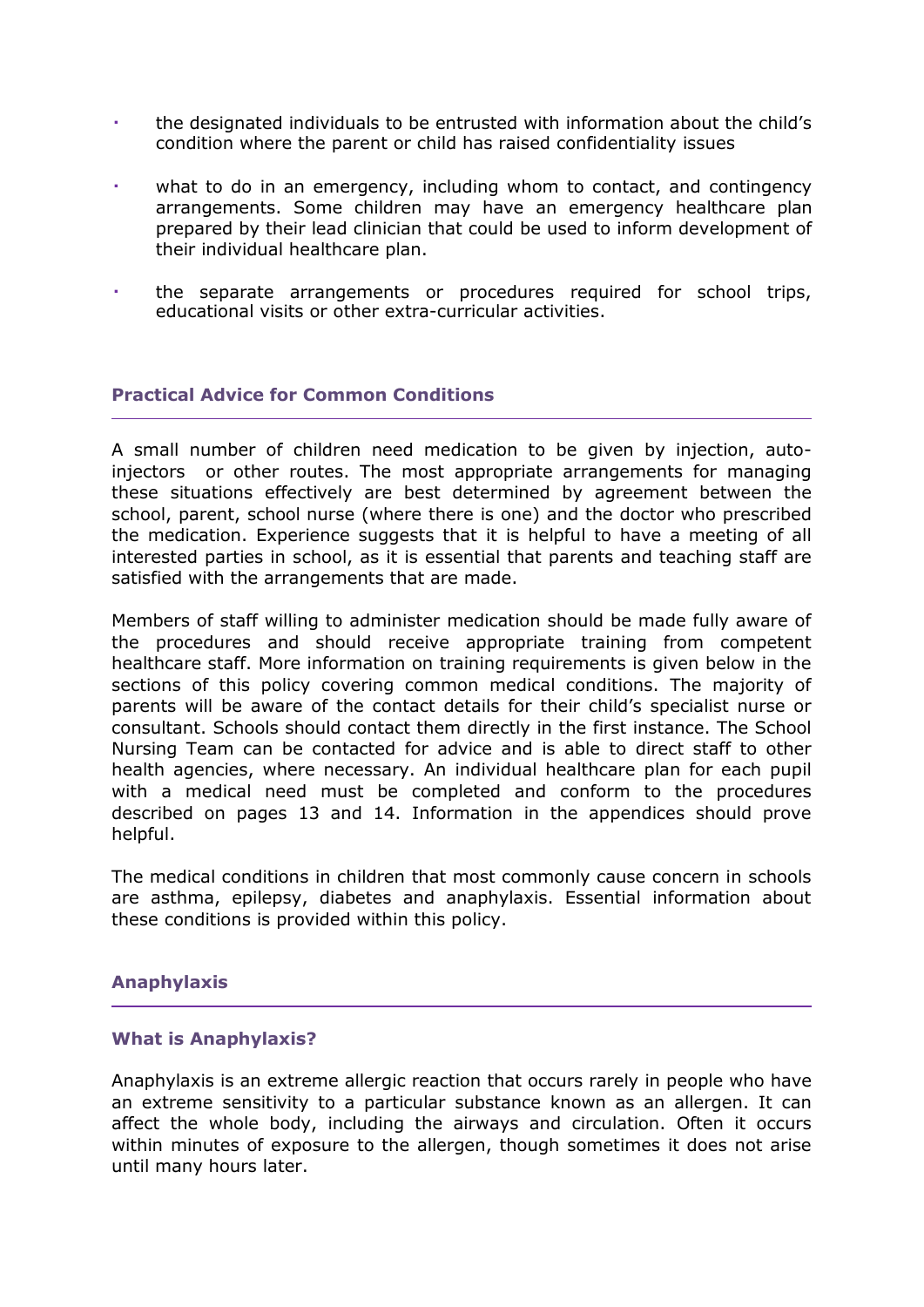- the designated individuals to be entrusted with information about the child's condition where the parent or child has raised confidentiality issues

- what to do in an emergency, including whom to contact, and contingency arrangements. Some children may have an emergency healthcare plan prepared by their lead clinician that could be used to inform development of their individual healthcare plan.

- the separate arrangements or procedures required for school trips, educational visits or other extra-curricular activities.

## Practical Advice for Common Conditions

A small number of children need medication to be given by injection, auto-injectors or other routes. The most appropriate arrangements for managing these situations effectively are best determined by agreement between the school, parent, school nurse (where there is one) and the doctor who prescribed the medication. Experience suggests that it is helpful to have a meeting of all interested parties in school, as it is essential that parents and teaching staff are satisfied with the arrangements that are made.

Members of staff willing to administer medication should be made fully aware of the procedures and should receive appropriate training from competent healthcare staff. More information on training requirements is given below in the sections of this policy covering common medical conditions. The majority of parents will be aware of the contact details for their child's specialist nurse or consultant. Schools should contact them directly in the first instance. The School Nursing Team can be contacted for advice and is able to direct staff to other health agencies, where necessary. An individual healthcare plan for each pupil with a medical need must be completed and conform to the procedures described on pages 13 and 14. Information in the appendices should prove helpful.

The medical conditions in children that most commonly cause concern in schools are asthma, epilepsy, diabetes and anaphylaxis. Essential information about these conditions is provided within this policy.

## Anaphylaxis

### What is Anaphylaxis?

Anaphylaxis is an extreme allergic reaction that occurs rarely in people who have an extreme sensitivity to a particular substance known as an allergen. It can affect the whole body, including the airways and circulation. Often it occurs within minutes of exposure to the allergen, though sometimes it does not arise until many hours later.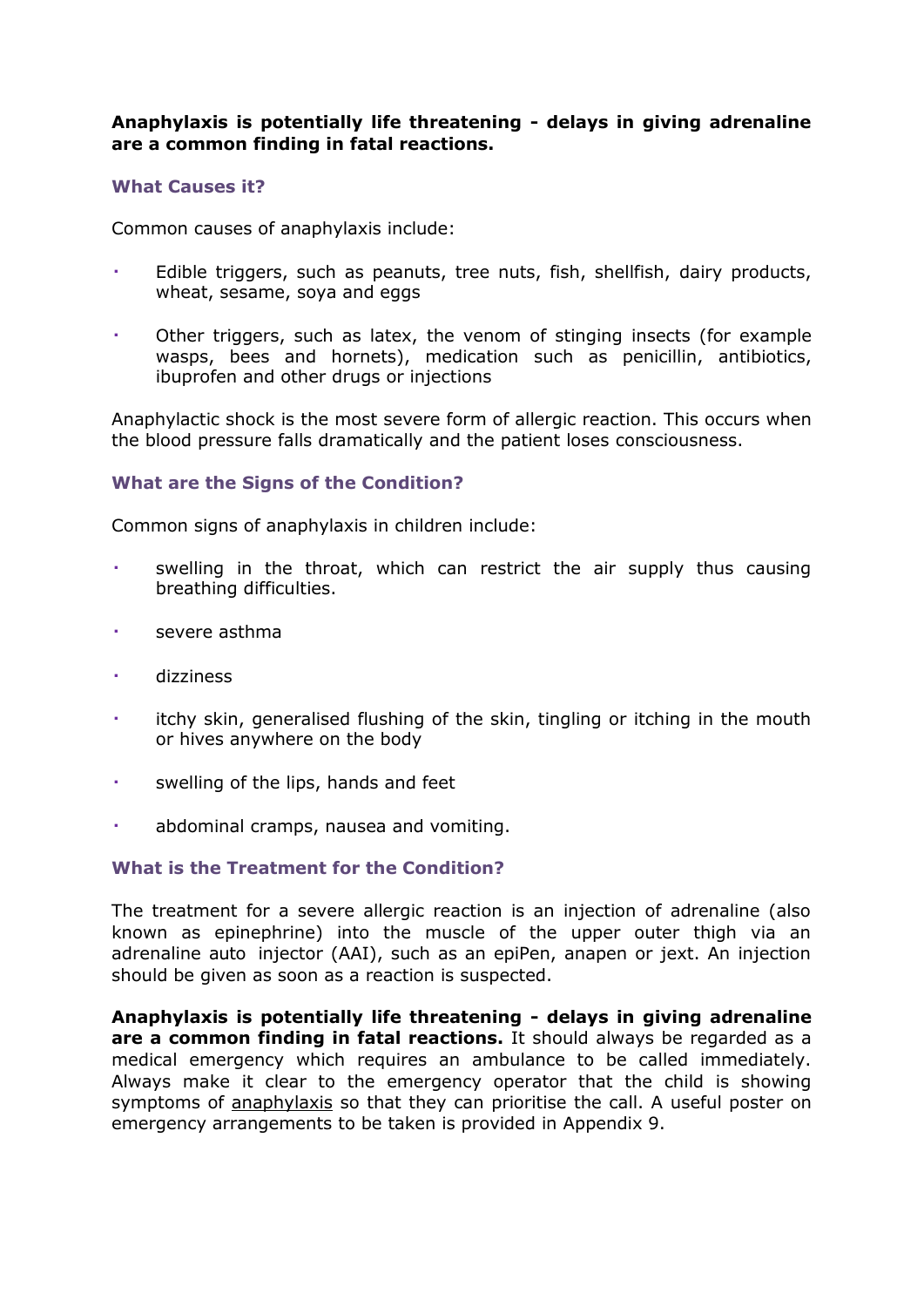**Anaphylaxis is potentially life threatening - delays in giving adrenaline are a common finding in fatal reactions.**

### What Causes it?

Common causes of anaphylaxis include:

- Edible triggers, such as peanuts, tree nuts, fish, shellfish, dairy products, wheat, sesame, soya and eggs
- Other triggers, such as latex, the venom of stinging insects (for example wasps, bees and hornets), medication such as penicillin, antibiotics, ibuprofen and other drugs or injections

Anaphylactic shock is the most severe form of allergic reaction. This occurs when the blood pressure falls dramatically and the patient loses consciousness.

### What are the Signs of the Condition?

Common signs of anaphylaxis in children include:

- swelling in the throat, which can restrict the air supply thus causing breathing difficulties.
- severe asthma
- dizziness
- itchy skin, generalised flushing of the skin, tingling or itching in the mouth or hives anywhere on the body
- swelling of the lips, hands and feet
- abdominal cramps, nausea and vomiting.

### What is the Treatment for the Condition?

The treatment for a severe allergic reaction is an injection of adrenaline (also known as epinephrine) into the muscle of the upper outer thigh via an adrenaline auto injector (AAI), such as an epiPen, anapen or jext. An injection should be given as soon as a reaction is suspected.

**Anaphylaxis is potentially life threatening - delays in giving adrenaline are a common finding in fatal reactions.** It should always be regarded as a medical emergency which requires an ambulance to be called immediately. Always make it clear to the emergency operator that the child is showing symptoms of anaphylaxis so that they can prioritise the call. A useful poster on emergency arrangements to be taken is provided in Appendix 9.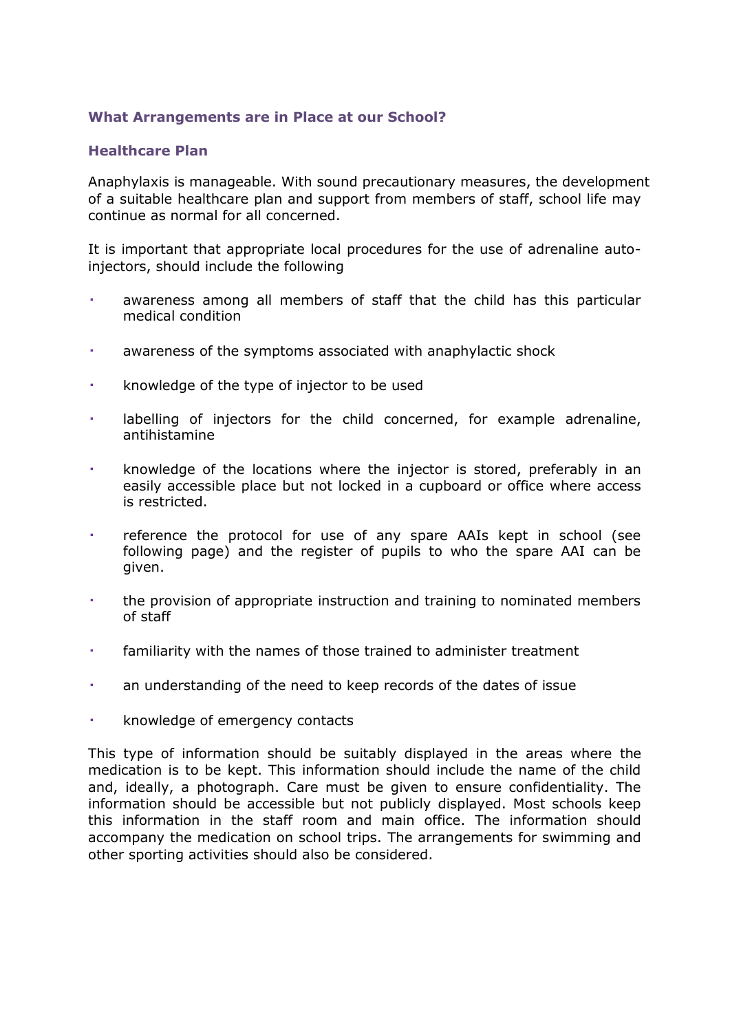### What Arrangements are in Place at our School?

### Healthcare Plan

Anaphylaxis is manageable. With sound precautionary measures, the development of a suitable healthcare plan and support from members of staff, school life may continue as normal for all concerned.

It is important that appropriate local procedures for the use of adrenaline auto-injectors, should include the following

- awareness among all members of staff that the child has this particular medical condition
- awareness of the symptoms associated with anaphylactic shock
- knowledge of the type of injector to be used
- labelling of injectors for the child concerned, for example adrenaline, antihistamine
- knowledge of the locations where the injector is stored, preferably in an easily accessible place but not locked in a cupboard or office where access is restricted.
- reference the protocol for use of any spare AAIs kept in school (see following page) and the register of pupils to who the spare AAI can be given.
- the provision of appropriate instruction and training to nominated members of staff
- familiarity with the names of those trained to administer treatment
- an understanding of the need to keep records of the dates of issue
- knowledge of emergency contacts

This type of information should be suitably displayed in the areas where the medication is to be kept. This information should include the name of the child and, ideally, a photograph. Care must be given to ensure confidentiality. The information should be accessible but not publicly displayed. Most schools keep this information in the staff room and main office. The information should accompany the medication on school trips. The arrangements for swimming and other sporting activities should also be considered.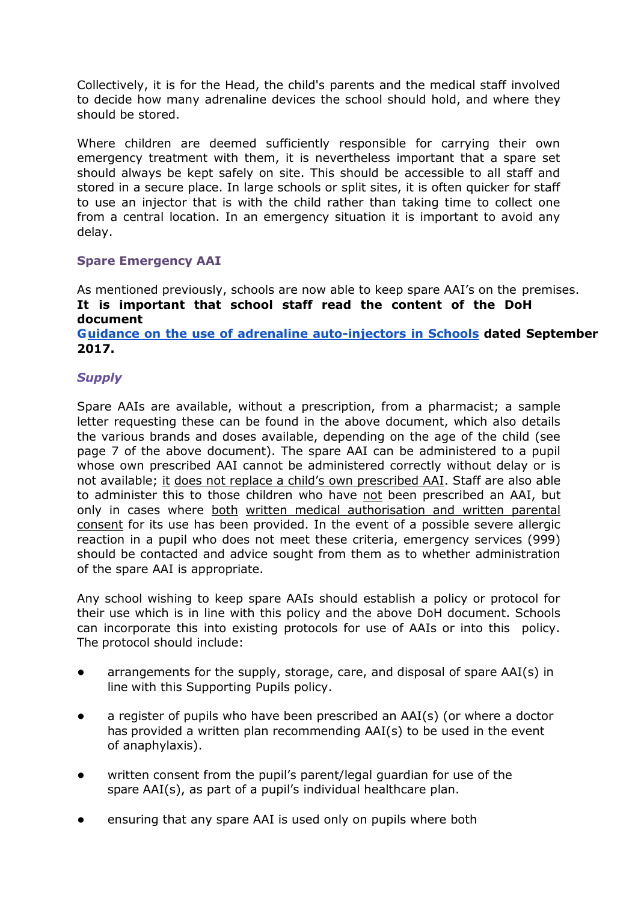Collectively, it is for the Head, the child's parents and the medical staff involved to decide how many adrenaline devices the school should hold, and where they should be stored.

Where children are deemed sufficiently responsible for carrying their own emergency treatment with them, it is nevertheless important that a spare set should always be kept safely on site. This should be accessible to all staff and stored in a secure place. In large schools or split sites, it is often quicker for staff to use an injector that is with the child rather than taking time to collect one from a central location. In an emergency situation it is important to avoid any delay.

### Spare Emergency AAI

As mentioned previously, schools are now able to keep spare AAI's on the premises. **It is important that school staff read the content of the DoH document [Guidance on the use of adrenaline auto-injectors in Schools](#) dated September 2017.**

#### *Supply*

Spare AAIs are available, without a prescription, from a pharmacist; a sample letter requesting these can be found in the above document, which also details the various brands and doses available, depending on the age of the child (see page 7 of the above document). The spare AAI can be administered to a pupil whose own prescribed AAI cannot be administered correctly without delay or is not available; <u>it does not replace a child's own prescribed AAI</u>. Staff are also able to administer this to those children who have <u>not</u> been prescribed an AAI, but only in cases where <u>both</u> <u>written medical authorisation and written parental consent</u> for its use has been provided. In the event of a possible severe allergic reaction in a pupil who does not meet these criteria, emergency services (999) should be contacted and advice sought from them as to whether administration of the spare AAI is appropriate.

Any school wishing to keep spare AAIs should establish a policy or protocol for their use which is in line with this policy and the above DoH document. Schools can incorporate this into existing protocols for use of AAIs or into this policy. The protocol should include:

- arrangements for the supply, storage, care, and disposal of spare AAI(s) in line with this Supporting Pupils policy.
- a register of pupils who have been prescribed an AAI(s) (or where a doctor has provided a written plan recommending AAI(s) to be used in the event of anaphylaxis).
- written consent from the pupil's parent/legal guardian for use of the spare AAI(s), as part of a pupil's individual healthcare plan.
- ensuring that any spare AAI is used only on pupils where both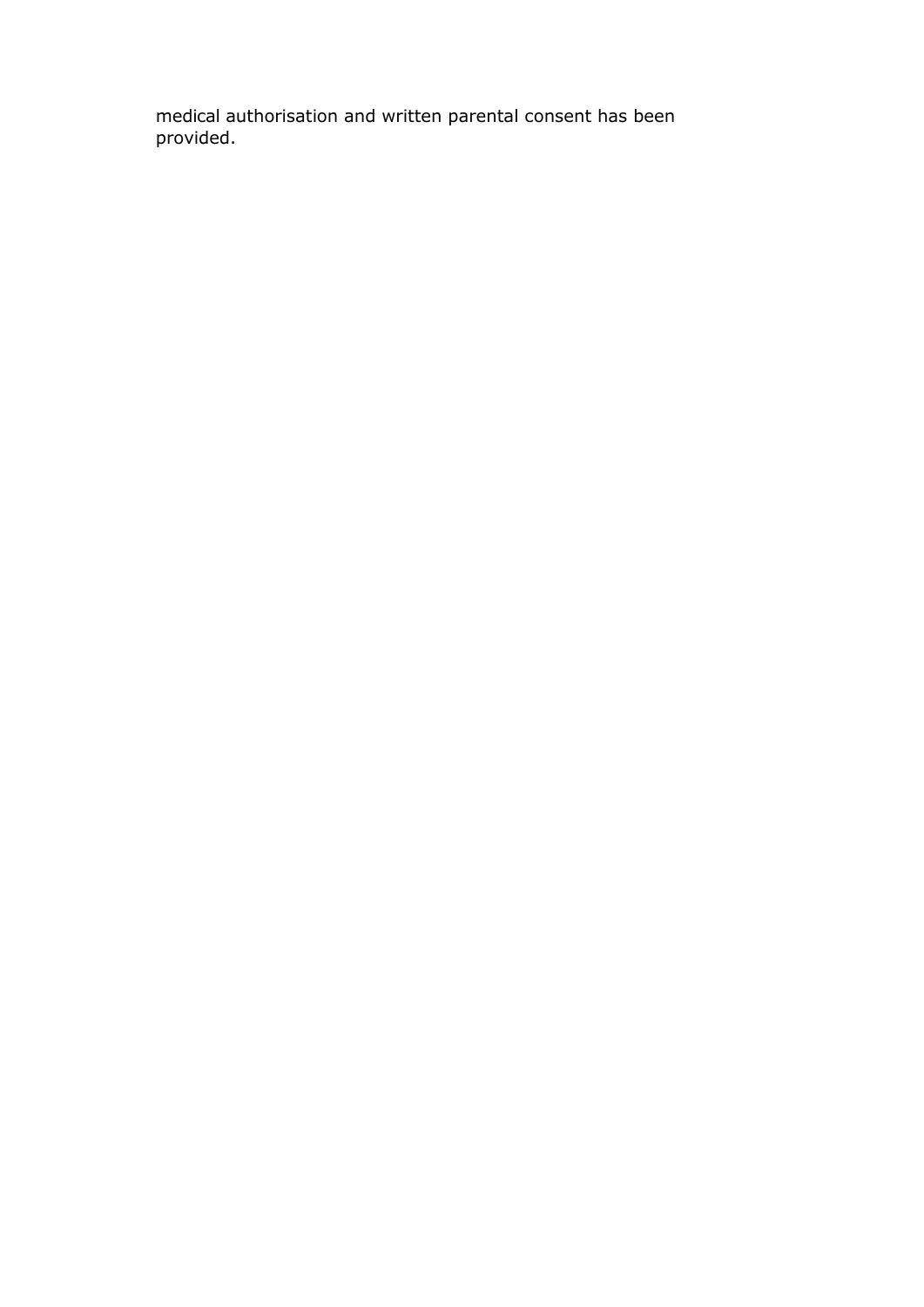medical authorisation and written parental consent has been provided.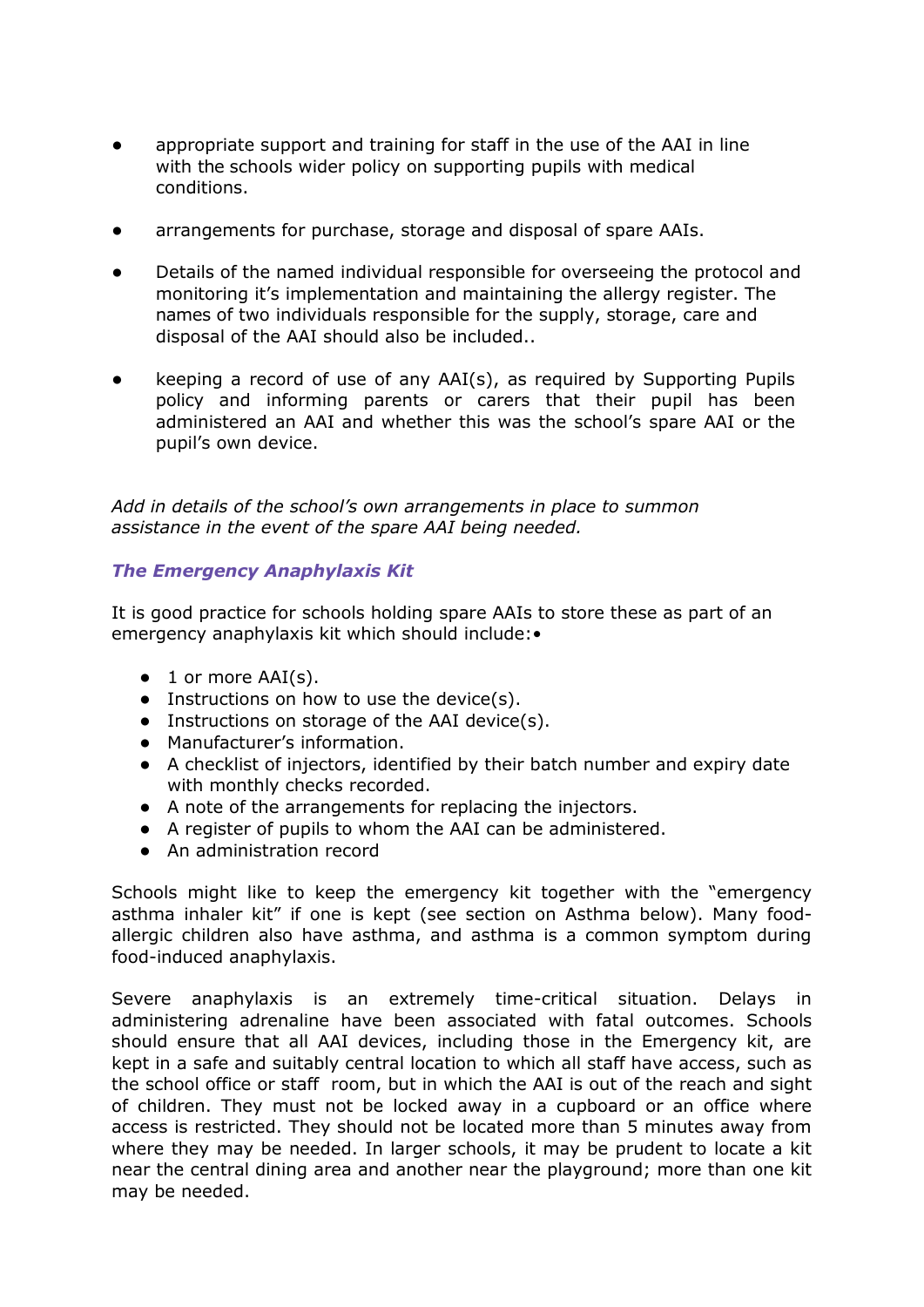- appropriate support and training for staff in the use of the AAI in line with the schools wider policy on supporting pupils with medical conditions.

- arrangements for purchase, storage and disposal of spare AAIs.

- Details of the named individual responsible for overseeing the protocol and monitoring it's implementation and maintaining the allergy register. The names of two individuals responsible for the supply, storage, care and disposal of the AAI should also be included..

- keeping a record of use of any AAI(s), as required by Supporting Pupils policy and informing parents or carers that their pupil has been administered an AAI and whether this was the school's spare AAI or the pupil's own device.

*Add in details of the school's own arrangements in place to summon assistance in the event of the spare AAI being needed.*

### *The Emergency Anaphylaxis Kit*

It is good practice for schools holding spare AAIs to store these as part of an emergency anaphylaxis kit which should include:•

- 1 or more AAI(s).
- Instructions on how to use the device(s).
- Instructions on storage of the AAI device(s).
- Manufacturer's information.
- A checklist of injectors, identified by their batch number and expiry date with monthly checks recorded.
- A note of the arrangements for replacing the injectors.
- A register of pupils to whom the AAI can be administered.
- An administration record

Schools might like to keep the emergency kit together with the "emergency asthma inhaler kit" if one is kept (see section on Asthma below). Many food-allergic children also have asthma, and asthma is a common symptom during food-induced anaphylaxis.

Severe anaphylaxis is an extremely time-critical situation. Delays in administering adrenaline have been associated with fatal outcomes. Schools should ensure that all AAI devices, including those in the Emergency kit, are kept in a safe and suitably central location to which all staff have access, such as the school office or staff room, but in which the AAI is out of the reach and sight of children. They must not be locked away in a cupboard or an office where access is restricted. They should not be located more than 5 minutes away from where they may be needed. In larger schools, it may be prudent to locate a kit near the central dining area and another near the playground; more than one kit may be needed.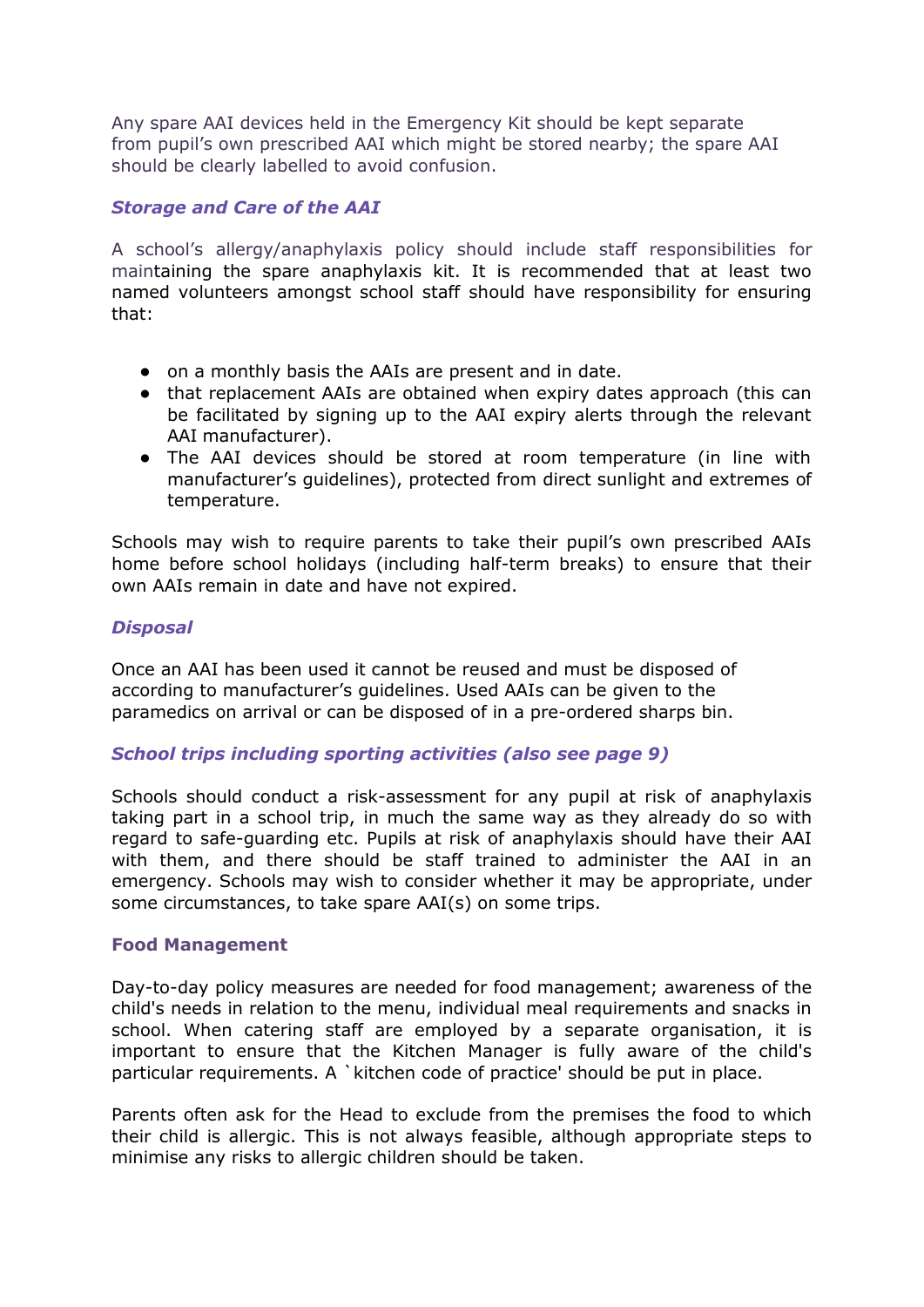Any spare AAI devices held in the Emergency Kit should be kept separate from pupil's own prescribed AAI which might be stored nearby; the spare AAI should be clearly labelled to avoid confusion.

### *Storage and Care of the AAI*

A school's allergy/anaphylaxis policy should include staff responsibilities for maintaining the spare anaphylaxis kit. It is recommended that at least two named volunteers amongst school staff should have responsibility for ensuring that:

- on a monthly basis the AAIs are present and in date.
- that replacement AAIs are obtained when expiry dates approach (this can be facilitated by signing up to the AAI expiry alerts through the relevant AAI manufacturer).
- The AAI devices should be stored at room temperature (in line with manufacturer's guidelines), protected from direct sunlight and extremes of temperature.

Schools may wish to require parents to take their pupil's own prescribed AAIs home before school holidays (including half-term breaks) to ensure that their own AAIs remain in date and have not expired.

### *Disposal*

Once an AAI has been used it cannot be reused and must be disposed of according to manufacturer's guidelines. Used AAIs can be given to the paramedics on arrival or can be disposed of in a pre-ordered sharps bin.

### *School trips including sporting activities (also see page 9)*

Schools should conduct a risk-assessment for any pupil at risk of anaphylaxis taking part in a school trip, in much the same way as they already do so with regard to safe-guarding etc. Pupils at risk of anaphylaxis should have their AAI with them, and there should be staff trained to administer the AAI in an emergency. Schools may wish to consider whether it may be appropriate, under some circumstances, to take spare AAI(s) on some trips.

### Food Management

Day-to-day policy measures are needed for food management; awareness of the child's needs in relation to the menu, individual meal requirements and snacks in school. When catering staff are employed by a separate organisation, it is important to ensure that the Kitchen Manager is fully aware of the child's particular requirements. A `kitchen code of practice' should be put in place.

Parents often ask for the Head to exclude from the premises the food to which their child is allergic. This is not always feasible, although appropriate steps to minimise any risks to allergic children should be taken.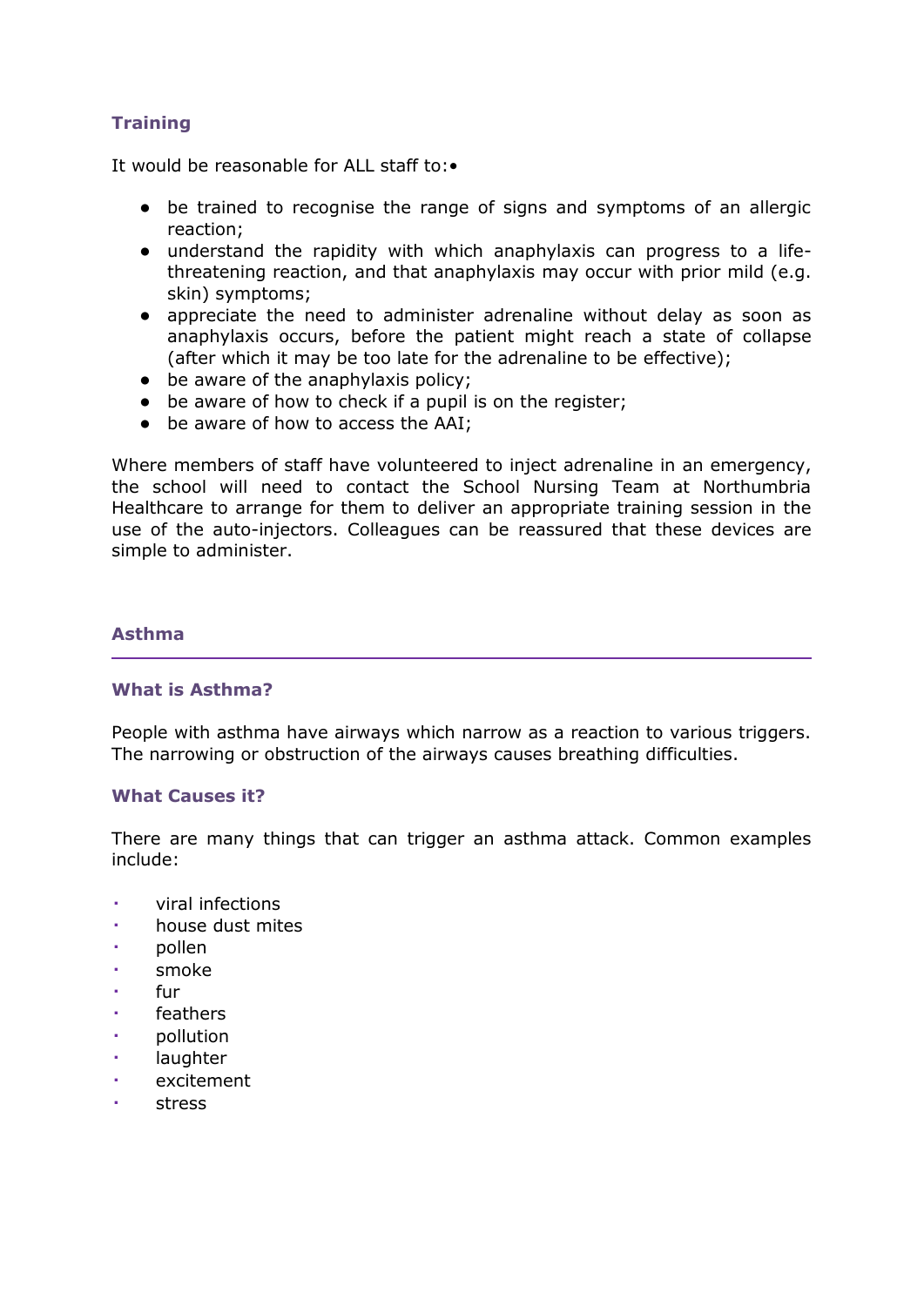### Training

It would be reasonable for ALL staff to:•

- be trained to recognise the range of signs and symptoms of an allergic reaction;
- understand the rapidity with which anaphylaxis can progress to a life-threatening reaction, and that anaphylaxis may occur with prior mild (e.g. skin) symptoms;
- appreciate the need to administer adrenaline without delay as soon as anaphylaxis occurs, before the patient might reach a state of collapse (after which it may be too late for the adrenaline to be effective);
- be aware of the anaphylaxis policy;
- be aware of how to check if a pupil is on the register;
- be aware of how to access the AAI;

Where members of staff have volunteered to inject adrenaline in an emergency, the school will need to contact the School Nursing Team at Northumbria Healthcare to arrange for them to deliver an appropriate training session in the use of the auto-injectors. Colleagues can be reassured that these devices are simple to administer.

## Asthma

### What is Asthma?

People with asthma have airways which narrow as a reaction to various triggers. The narrowing or obstruction of the airways causes breathing difficulties.

### What Causes it?

There are many things that can trigger an asthma attack. Common examples include:

- viral infections
- house dust mites
- pollen
- smoke
- fur
- feathers
- pollution
- laughter
- excitement
- stress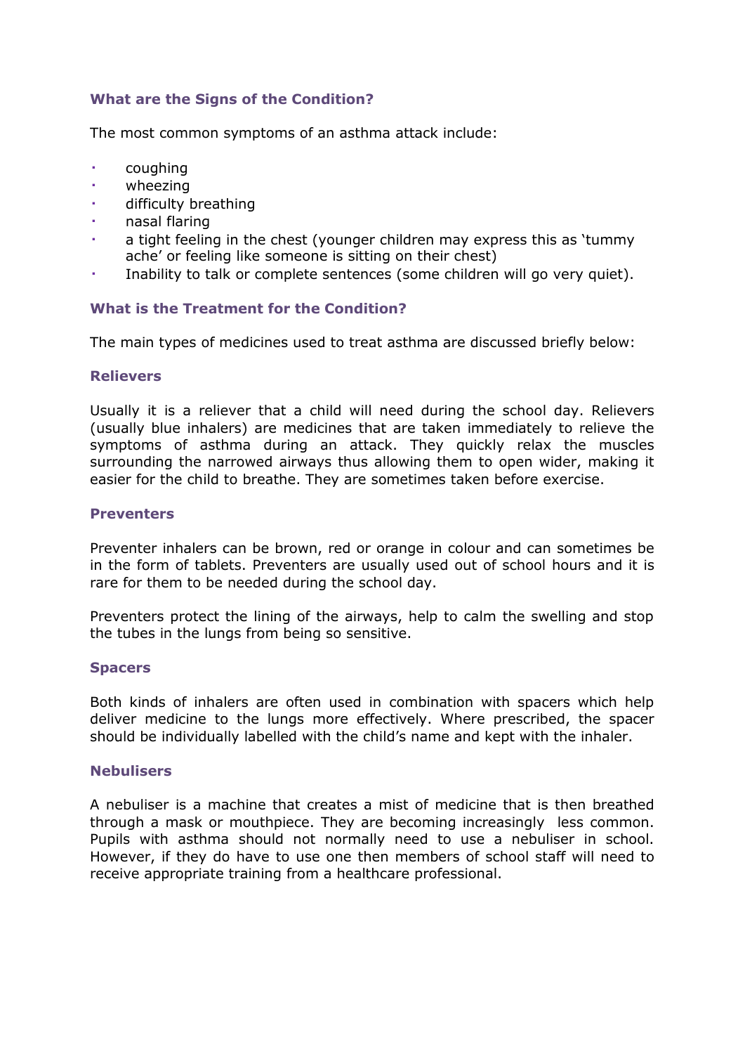### What are the Signs of the Condition?

The most common symptoms of an asthma attack include:

- coughing
- wheezing
- difficulty breathing
- nasal flaring
- a tight feeling in the chest (younger children may express this as 'tummy ache' or feeling like someone is sitting on their chest)
- Inability to talk or complete sentences (some children will go very quiet).

### What is the Treatment for the Condition?

The main types of medicines used to treat asthma are discussed briefly below:

#### Relievers

Usually it is a reliever that a child will need during the school day. Relievers (usually blue inhalers) are medicines that are taken immediately to relieve the symptoms of asthma during an attack. They quickly relax the muscles surrounding the narrowed airways thus allowing them to open wider, making it easier for the child to breathe. They are sometimes taken before exercise.

#### Preventers

Preventer inhalers can be brown, red or orange in colour and can sometimes be in the form of tablets. Preventers are usually used out of school hours and it is rare for them to be needed during the school day.

Preventers protect the lining of the airways, help to calm the swelling and stop the tubes in the lungs from being so sensitive.

#### Spacers

Both kinds of inhalers are often used in combination with spacers which help deliver medicine to the lungs more effectively. Where prescribed, the spacer should be individually labelled with the child's name and kept with the inhaler.

#### Nebulisers

A nebuliser is a machine that creates a mist of medicine that is then breathed through a mask or mouthpiece. They are becoming increasingly less common. Pupils with asthma should not normally need to use a nebuliser in school. However, if they do have to use one then members of school staff will need to receive appropriate training from a healthcare professional.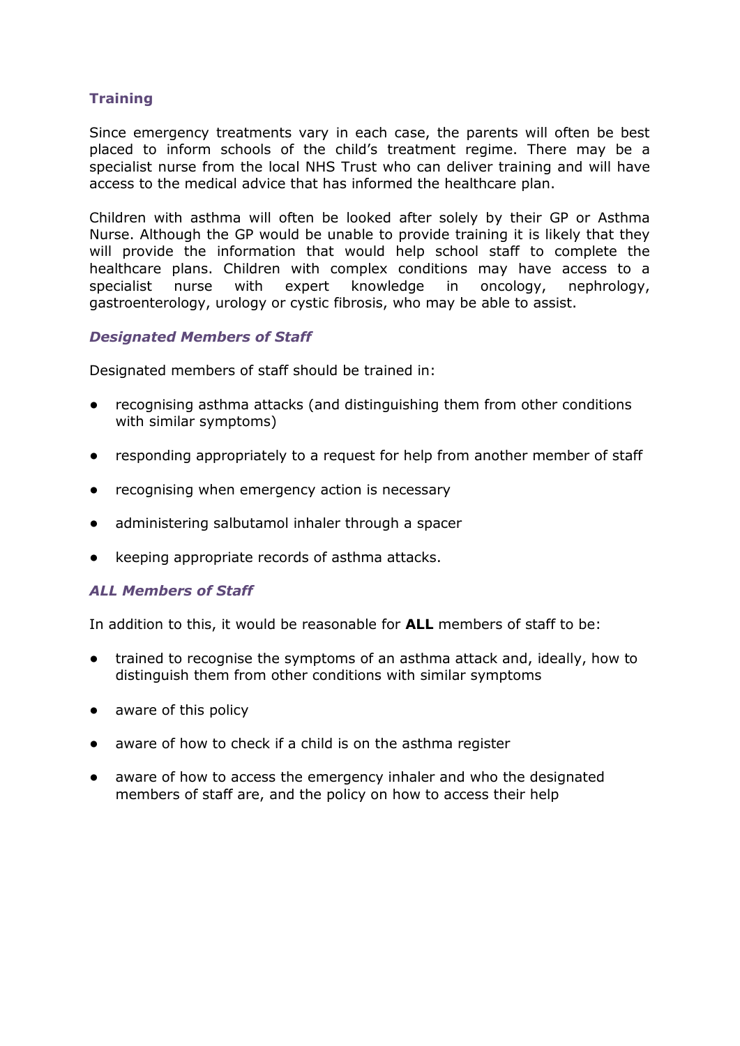## Training

Since emergency treatments vary in each case, the parents will often be best placed to inform schools of the child's treatment regime. There may be a specialist nurse from the local NHS Trust who can deliver training and will have access to the medical advice that has informed the healthcare plan.

Children with asthma will often be looked after solely by their GP or Asthma Nurse. Although the GP would be unable to provide training it is likely that they will provide the information that would help school staff to complete the healthcare plans. Children with complex conditions may have access to a specialist nurse with expert knowledge in oncology, nephrology, gastroenterology, urology or cystic fibrosis, who may be able to assist.

### *Designated Members of Staff*

Designated members of staff should be trained in:

- recognising asthma attacks (and distinguishing them from other conditions with similar symptoms)
- responding appropriately to a request for help from another member of staff
- recognising when emergency action is necessary
- administering salbutamol inhaler through a spacer
- keeping appropriate records of asthma attacks.

### *ALL Members of Staff*

In addition to this, it would be reasonable for **ALL** members of staff to be:

- trained to recognise the symptoms of an asthma attack and, ideally, how to distinguish them from other conditions with similar symptoms
- aware of this policy
- aware of how to check if a child is on the asthma register
- aware of how to access the emergency inhaler and who the designated members of staff are, and the policy on how to access their help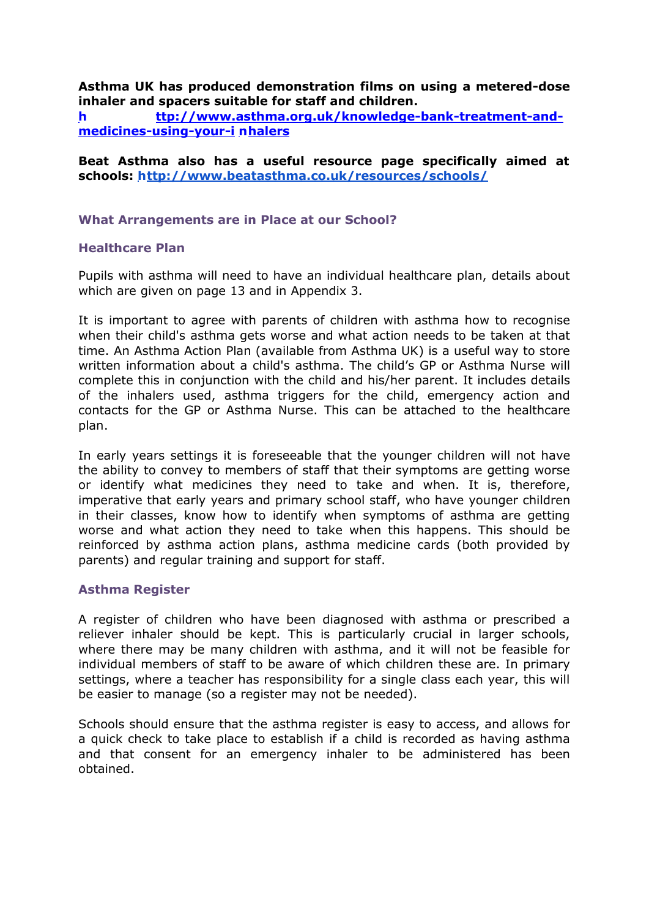**Asthma UK has produced demonstration films on using a metered-dose inhaler and spacers suitable for staff and children.**
**http://www.asthma.org.uk/knowledge-bank-treatment-and-medicines-using-your-inhalers**

**Beat Asthma also has a useful resource page specifically aimed at schools: http://www.beatasthma.co.uk/resources/schools/**

## What Arrangements are in Place at our School?

### Healthcare Plan

Pupils with asthma will need to have an individual healthcare plan, details about which are given on page 13 and in Appendix 3.

It is important to agree with parents of children with asthma how to recognise when their child's asthma gets worse and what action needs to be taken at that time. An Asthma Action Plan (available from Asthma UK) is a useful way to store written information about a child's asthma. The child's GP or Asthma Nurse will complete this in conjunction with the child and his/her parent. It includes details of the inhalers used, asthma triggers for the child, emergency action and contacts for the GP or Asthma Nurse. This can be attached to the healthcare plan.

In early years settings it is foreseeable that the younger children will not have the ability to convey to members of staff that their symptoms are getting worse or identify what medicines they need to take and when. It is, therefore, imperative that early years and primary school staff, who have younger children in their classes, know how to identify when symptoms of asthma are getting worse and what action they need to take when this happens. This should be reinforced by asthma action plans, asthma medicine cards (both provided by parents) and regular training and support for staff.

### Asthma Register

A register of children who have been diagnosed with asthma or prescribed a reliever inhaler should be kept. This is particularly crucial in larger schools, where there may be many children with asthma, and it will not be feasible for individual members of staff to be aware of which children these are. In primary settings, where a teacher has responsibility for a single class each year, this will be easier to manage (so a register may not be needed).

Schools should ensure that the asthma register is easy to access, and allows for a quick check to take place to establish if a child is recorded as having asthma and that consent for an emergency inhaler to be administered has been obtained.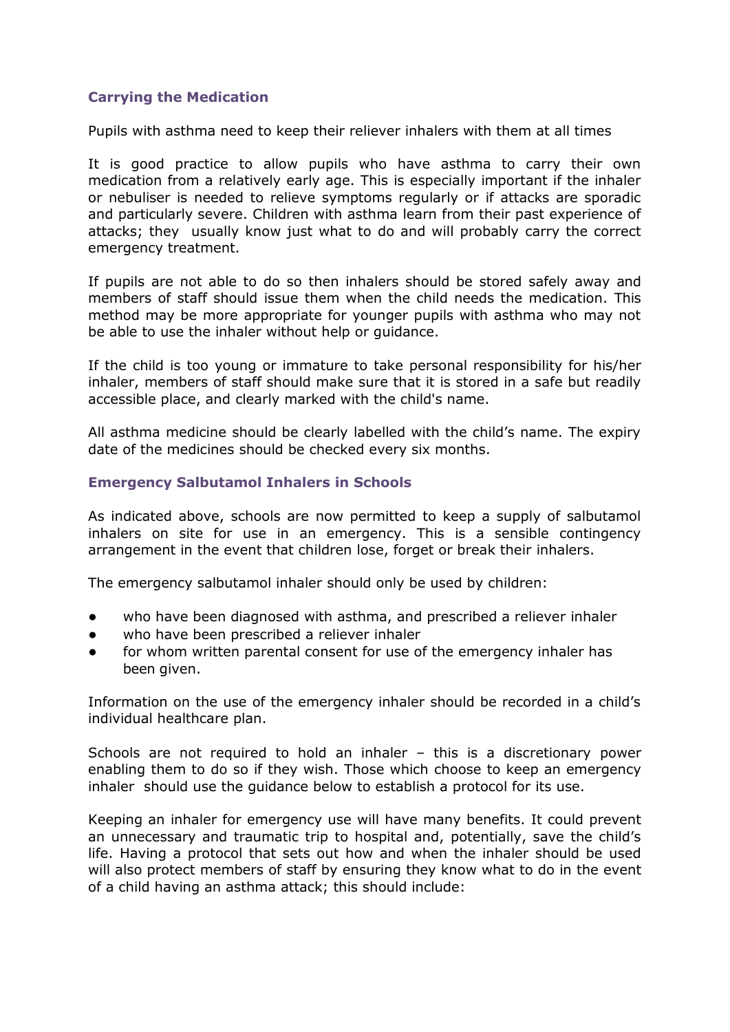### Carrying the Medication

Pupils with asthma need to keep their reliever inhalers with them at all times

It is good practice to allow pupils who have asthma to carry their own medication from a relatively early age. This is especially important if the inhaler or nebuliser is needed to relieve symptoms regularly or if attacks are sporadic and particularly severe. Children with asthma learn from their past experience of attacks; they usually know just what to do and will probably carry the correct emergency treatment.

If pupils are not able to do so then inhalers should be stored safely away and members of staff should issue them when the child needs the medication. This method may be more appropriate for younger pupils with asthma who may not be able to use the inhaler without help or guidance.

If the child is too young or immature to take personal responsibility for his/her inhaler, members of staff should make sure that it is stored in a safe but readily accessible place, and clearly marked with the child's name.

All asthma medicine should be clearly labelled with the child's name. The expiry date of the medicines should be checked every six months.

### Emergency Salbutamol Inhalers in Schools

As indicated above, schools are now permitted to keep a supply of salbutamol inhalers on site for use in an emergency. This is a sensible contingency arrangement in the event that children lose, forget or break their inhalers.

The emergency salbutamol inhaler should only be used by children:

- who have been diagnosed with asthma, and prescribed a reliever inhaler
- who have been prescribed a reliever inhaler
- for whom written parental consent for use of the emergency inhaler has been given.

Information on the use of the emergency inhaler should be recorded in a child's individual healthcare plan.

Schools are not required to hold an inhaler – this is a discretionary power enabling them to do so if they wish. Those which choose to keep an emergency inhaler should use the guidance below to establish a protocol for its use.

Keeping an inhaler for emergency use will have many benefits. It could prevent an unnecessary and traumatic trip to hospital and, potentially, save the child's life. Having a protocol that sets out how and when the inhaler should be used will also protect members of staff by ensuring they know what to do in the event of a child having an asthma attack; this should include: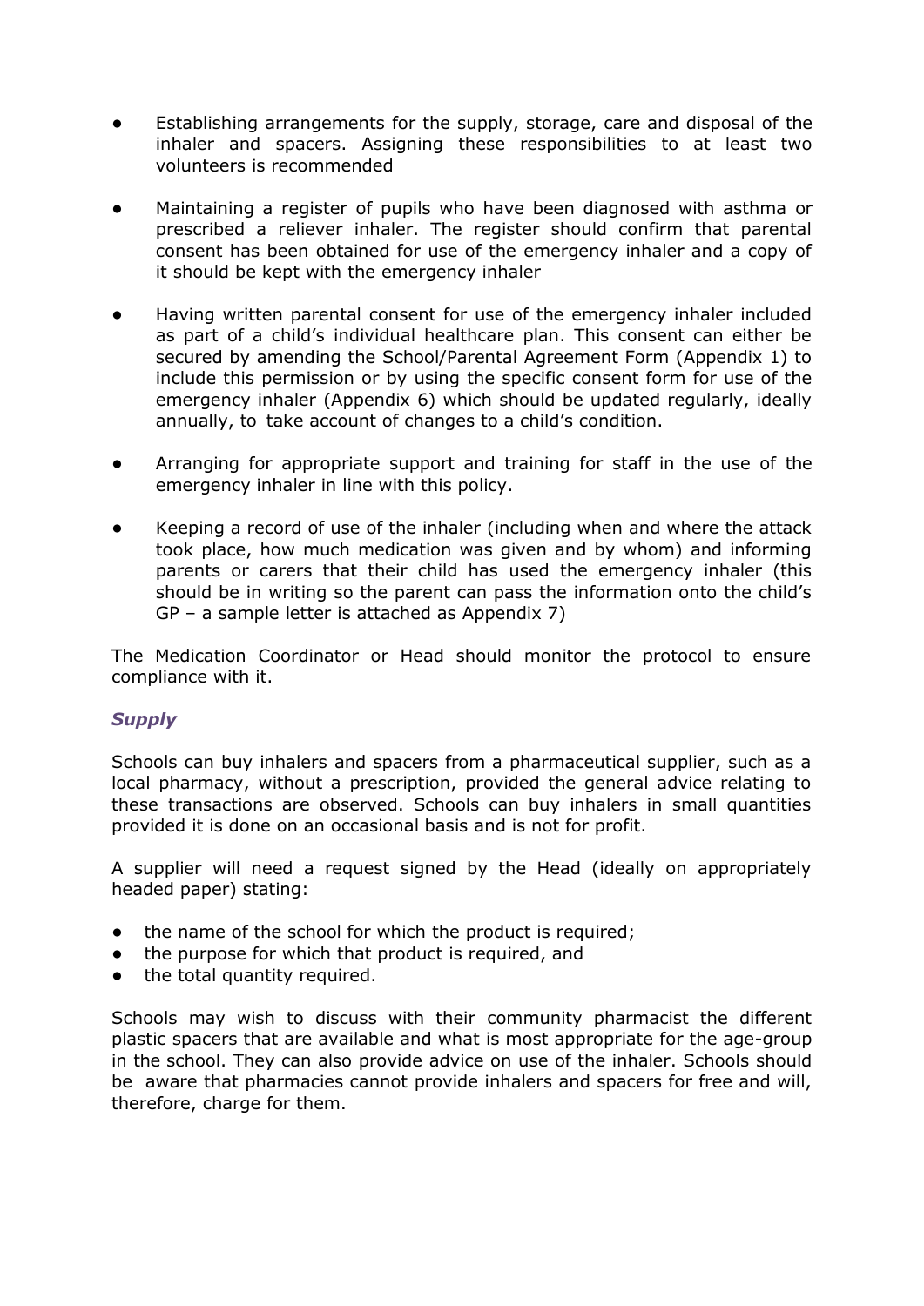- Establishing arrangements for the supply, storage, care and disposal of the inhaler and spacers. Assigning these responsibilities to at least two volunteers is recommended

- Maintaining a register of pupils who have been diagnosed with asthma or prescribed a reliever inhaler. The register should confirm that parental consent has been obtained for use of the emergency inhaler and a copy of it should be kept with the emergency inhaler

- Having written parental consent for use of the emergency inhaler included as part of a child's individual healthcare plan. This consent can either be secured by amending the School/Parental Agreement Form (Appendix 1) to include this permission or by using the specific consent form for use of the emergency inhaler (Appendix 6) which should be updated regularly, ideally annually, to take account of changes to a child's condition.

- Arranging for appropriate support and training for staff in the use of the emergency inhaler in line with this policy.

- Keeping a record of use of the inhaler (including when and where the attack took place, how much medication was given and by whom) and informing parents or carers that their child has used the emergency inhaler (this should be in writing so the parent can pass the information onto the child's GP – a sample letter is attached as Appendix 7)

The Medication Coordinator or Head should monitor the protocol to ensure compliance with it.

### *Supply*

Schools can buy inhalers and spacers from a pharmaceutical supplier, such as a local pharmacy, without a prescription, provided the general advice relating to these transactions are observed. Schools can buy inhalers in small quantities provided it is done on an occasional basis and is not for profit.

A supplier will need a request signed by the Head (ideally on appropriately headed paper) stating:

- the name of the school for which the product is required;
- the purpose for which that product is required, and
- the total quantity required.

Schools may wish to discuss with their community pharmacist the different plastic spacers that are available and what is most appropriate for the age-group in the school. They can also provide advice on use of the inhaler. Schools should be aware that pharmacies cannot provide inhalers and spacers for free and will, therefore, charge for them.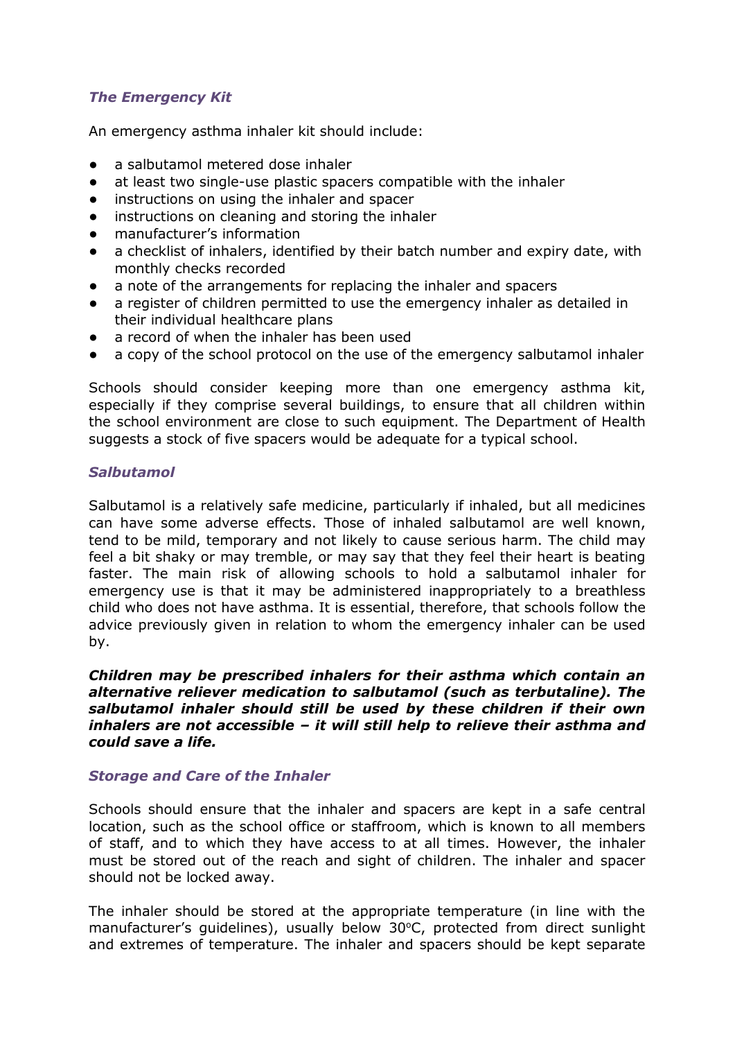### *The Emergency Kit*

An emergency asthma inhaler kit should include:

- a salbutamol metered dose inhaler
- at least two single-use plastic spacers compatible with the inhaler
- instructions on using the inhaler and spacer
- instructions on cleaning and storing the inhaler
- manufacturer's information
- a checklist of inhalers, identified by their batch number and expiry date, with monthly checks recorded
- a note of the arrangements for replacing the inhaler and spacers
- a register of children permitted to use the emergency inhaler as detailed in their individual healthcare plans
- a record of when the inhaler has been used
- a copy of the school protocol on the use of the emergency salbutamol inhaler

Schools should consider keeping more than one emergency asthma kit, especially if they comprise several buildings, to ensure that all children within the school environment are close to such equipment. The Department of Health suggests a stock of five spacers would be adequate for a typical school.

### *Salbutamol*

Salbutamol is a relatively safe medicine, particularly if inhaled, but all medicines can have some adverse effects. Those of inhaled salbutamol are well known, tend to be mild, temporary and not likely to cause serious harm. The child may feel a bit shaky or may tremble, or may say that they feel their heart is beating faster. The main risk of allowing schools to hold a salbutamol inhaler for emergency use is that it may be administered inappropriately to a breathless child who does not have asthma. It is essential, therefore, that schools follow the advice previously given in relation to whom the emergency inhaler can be used by.

***Children may be prescribed inhalers for their asthma which contain an alternative reliever medication to salbutamol (such as terbutaline). The salbutamol inhaler should still be used by these children if their own inhalers are not accessible – it will still help to relieve their asthma and could save a life.***

### *Storage and Care of the Inhaler*

Schools should ensure that the inhaler and spacers are kept in a safe central location, such as the school office or staffroom, which is known to all members of staff, and to which they have access to at all times. However, the inhaler must be stored out of the reach and sight of children. The inhaler and spacer should not be locked away.

The inhaler should be stored at the appropriate temperature (in line with the manufacturer's guidelines), usually below 30°C, protected from direct sunlight and extremes of temperature. The inhaler and spacers should be kept separate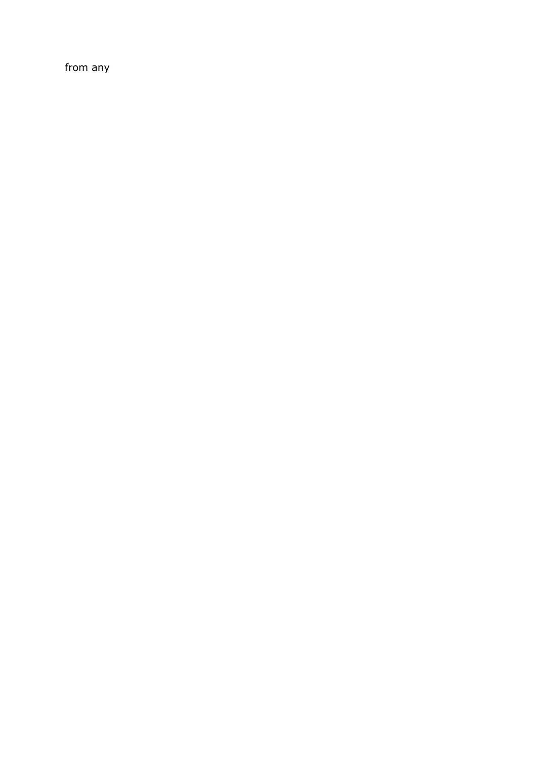from any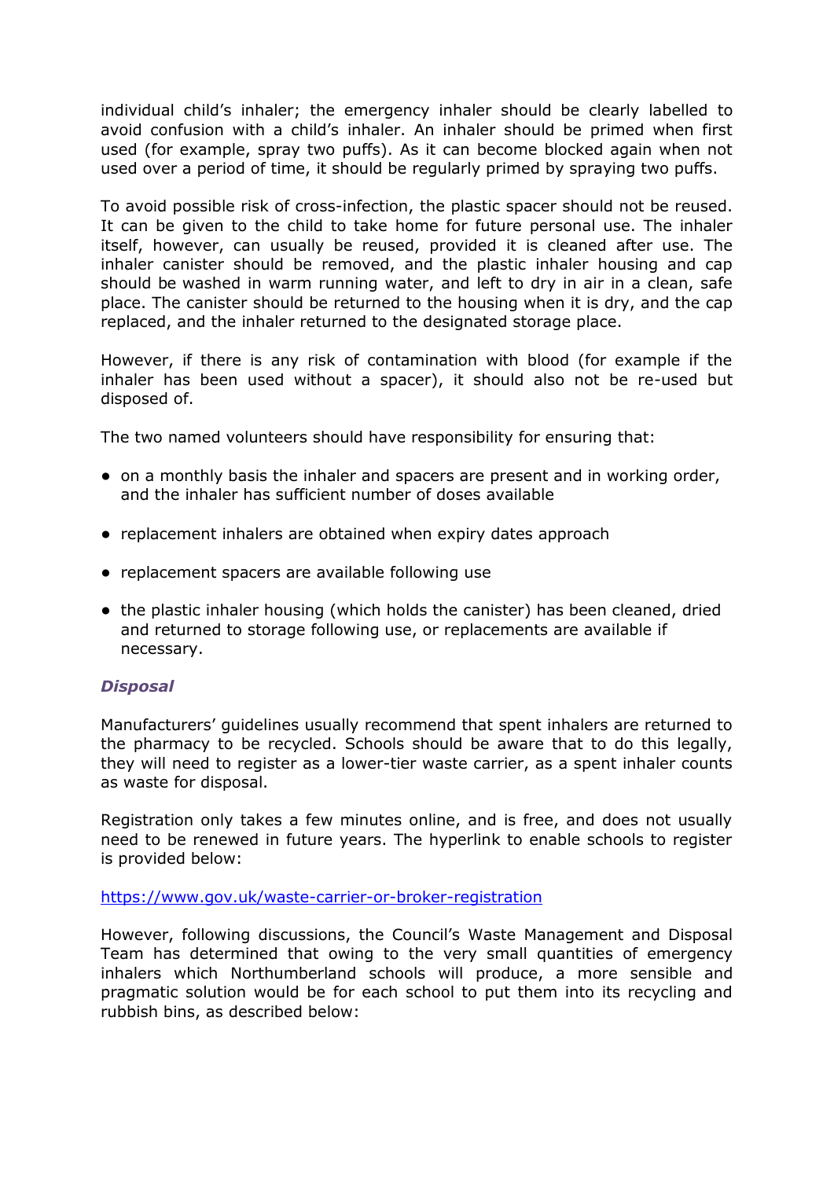individual child's inhaler; the emergency inhaler should be clearly labelled to avoid confusion with a child's inhaler. An inhaler should be primed when first used (for example, spray two puffs). As it can become blocked again when not used over a period of time, it should be regularly primed by spraying two puffs.

To avoid possible risk of cross-infection, the plastic spacer should not be reused. It can be given to the child to take home for future personal use. The inhaler itself, however, can usually be reused, provided it is cleaned after use. The inhaler canister should be removed, and the plastic inhaler housing and cap should be washed in warm running water, and left to dry in air in a clean, safe place. The canister should be returned to the housing when it is dry, and the cap replaced, and the inhaler returned to the designated storage place.

However, if there is any risk of contamination with blood (for example if the inhaler has been used without a spacer), it should also not be re-used but disposed of.

The two named volunteers should have responsibility for ensuring that:

- on a monthly basis the inhaler and spacers are present and in working order, and the inhaler has sufficient number of doses available
- replacement inhalers are obtained when expiry dates approach
- replacement spacers are available following use
- the plastic inhaler housing (which holds the canister) has been cleaned, dried and returned to storage following use, or replacements are available if necessary.

### *Disposal*

Manufacturers' guidelines usually recommend that spent inhalers are returned to the pharmacy to be recycled. Schools should be aware that to do this legally, they will need to register as a lower-tier waste carrier, as a spent inhaler counts as waste for disposal.

Registration only takes a few minutes online, and is free, and does not usually need to be renewed in future years. The hyperlink to enable schools to register is provided below:

https://www.gov.uk/waste-carrier-or-broker-registration

However, following discussions, the Council's Waste Management and Disposal Team has determined that owing to the very small quantities of emergency inhalers which Northumberland schools will produce, a more sensible and pragmatic solution would be for each school to put them into its recycling and rubbish bins, as described below: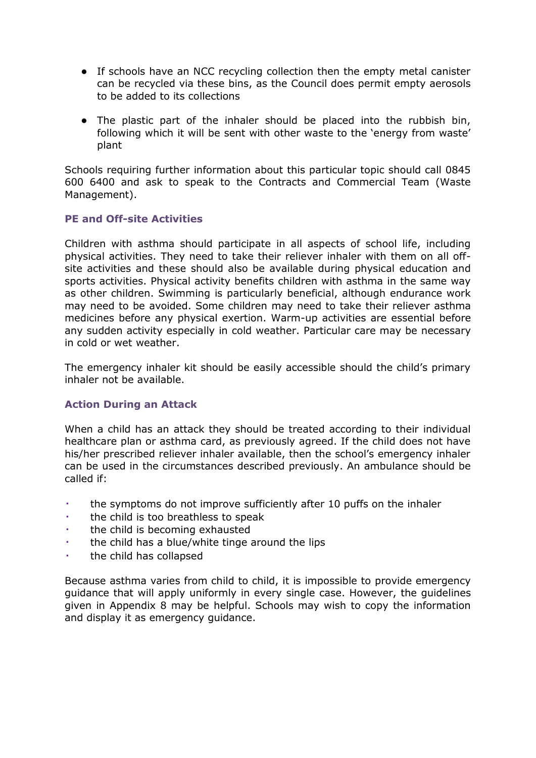- If schools have an NCC recycling collection then the empty metal canister can be recycled via these bins, as the Council does permit empty aerosols to be added to its collections

- The plastic part of the inhaler should be placed into the rubbish bin, following which it will be sent with other waste to the 'energy from waste' plant

Schools requiring further information about this particular topic should call 0845 600 6400 and ask to speak to the Contracts and Commercial Team (Waste Management).

### PE and Off-site Activities

Children with asthma should participate in all aspects of school life, including physical activities. They need to take their reliever inhaler with them on all off-site activities and these should also be available during physical education and sports activities. Physical activity benefits children with asthma in the same way as other children. Swimming is particularly beneficial, although endurance work may need to be avoided. Some children may need to take their reliever asthma medicines before any physical exertion. Warm-up activities are essential before any sudden activity especially in cold weather. Particular care may be necessary in cold or wet weather.

The emergency inhaler kit should be easily accessible should the child's primary inhaler not be available.

### Action During an Attack

When a child has an attack they should be treated according to their individual healthcare plan or asthma card, as previously agreed. If the child does not have his/her prescribed reliever inhaler available, then the school's emergency inhaler can be used in the circumstances described previously. An ambulance should be called if:

- the symptoms do not improve sufficiently after 10 puffs on the inhaler
- the child is too breathless to speak
- the child is becoming exhausted
- the child has a blue/white tinge around the lips
- the child has collapsed

Because asthma varies from child to child, it is impossible to provide emergency guidance that will apply uniformly in every single case. However, the guidelines given in Appendix 8 may be helpful. Schools may wish to copy the information and display it as emergency guidance.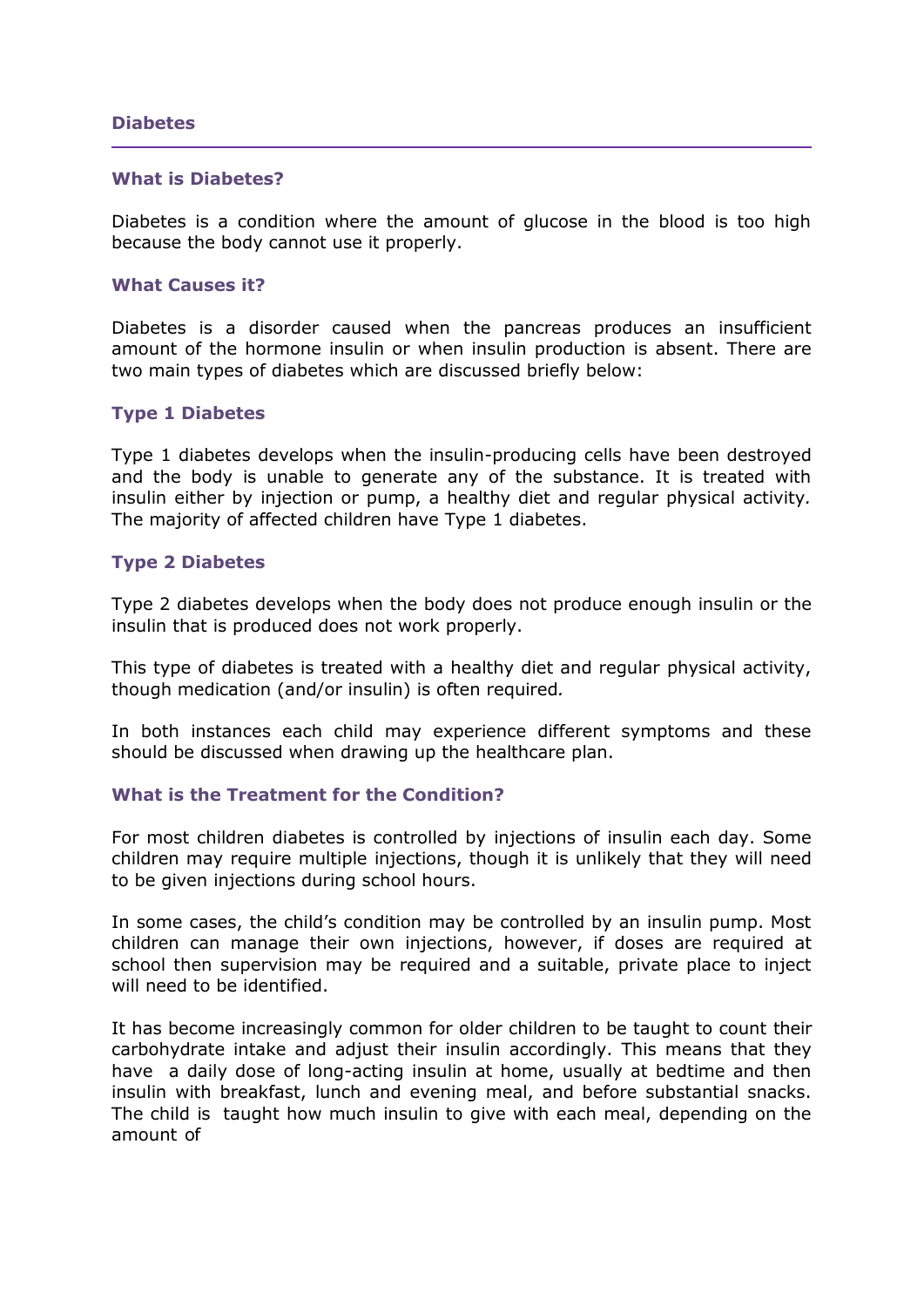## Diabetes

### What is Diabetes?

Diabetes is a condition where the amount of glucose in the blood is too high because the body cannot use it properly.

### What Causes it?

Diabetes is a disorder caused when the pancreas produces an insufficient amount of the hormone insulin or when insulin production is absent. There are two main types of diabetes which are discussed briefly below:

### Type 1 Diabetes

Type 1 diabetes develops when the insulin-producing cells have been destroyed and the body is unable to generate any of the substance. It is treated with insulin either by injection or pump, a healthy diet and regular physical activity. The majority of affected children have Type 1 diabetes.

### Type 2 Diabetes

Type 2 diabetes develops when the body does not produce enough insulin or the insulin that is produced does not work properly.

This type of diabetes is treated with a healthy diet and regular physical activity, though medication (and/or insulin) is often required.

In both instances each child may experience different symptoms and these should be discussed when drawing up the healthcare plan.

### What is the Treatment for the Condition?

For most children diabetes is controlled by injections of insulin each day. Some children may require multiple injections, though it is unlikely that they will need to be given injections during school hours.

In some cases, the child's condition may be controlled by an insulin pump. Most children can manage their own injections, however, if doses are required at school then supervision may be required and a suitable, private place to inject will need to be identified.

It has become increasingly common for older children to be taught to count their carbohydrate intake and adjust their insulin accordingly. This means that they have a daily dose of long-acting insulin at home, usually at bedtime and then insulin with breakfast, lunch and evening meal, and before substantial snacks. The child is taught how much insulin to give with each meal, depending on the amount of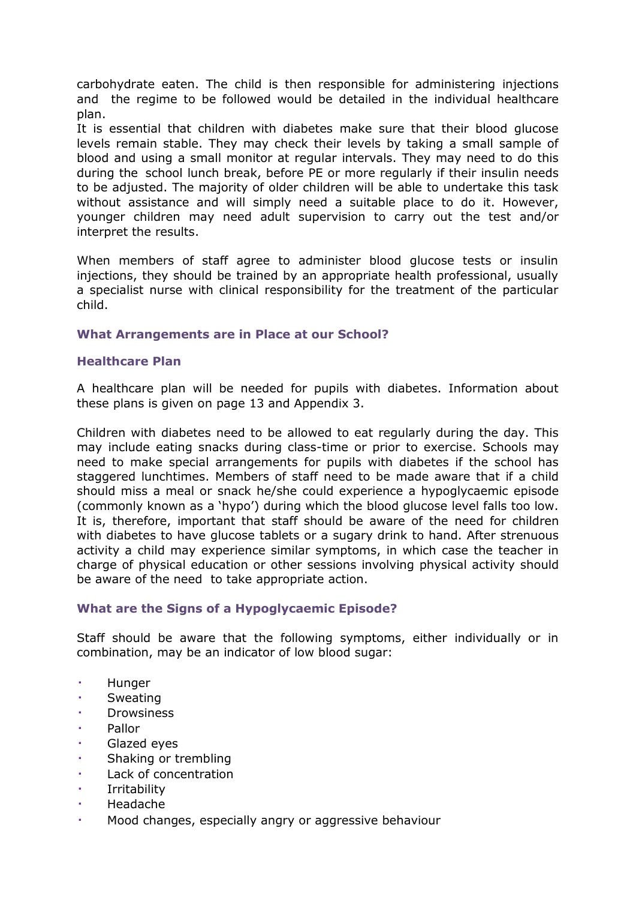carbohydrate eaten. The child is then responsible for administering injections and the regime to be followed would be detailed in the individual healthcare plan.

It is essential that children with diabetes make sure that their blood glucose levels remain stable. They may check their levels by taking a small sample of blood and using a small monitor at regular intervals. They may need to do this during the school lunch break, before PE or more regularly if their insulin needs to be adjusted. The majority of older children will be able to undertake this task without assistance and will simply need a suitable place to do it. However, younger children may need adult supervision to carry out the test and/or interpret the results.

When members of staff agree to administer blood glucose tests or insulin injections, they should be trained by an appropriate health professional, usually a specialist nurse with clinical responsibility for the treatment of the particular child.

### What Arrangements are in Place at our School?

### Healthcare Plan

A healthcare plan will be needed for pupils with diabetes. Information about these plans is given on page 13 and Appendix 3.

Children with diabetes need to be allowed to eat regularly during the day. This may include eating snacks during class-time or prior to exercise. Schools may need to make special arrangements for pupils with diabetes if the school has staggered lunchtimes. Members of staff need to be made aware that if a child should miss a meal or snack he/she could experience a hypoglycaemic episode (commonly known as a 'hypo') during which the blood glucose level falls too low. It is, therefore, important that staff should be aware of the need for children with diabetes to have glucose tablets or a sugary drink to hand. After strenuous activity a child may experience similar symptoms, in which case the teacher in charge of physical education or other sessions involving physical activity should be aware of the need to take appropriate action.

### What are the Signs of a Hypoglycaemic Episode?

Staff should be aware that the following symptoms, either individually or in combination, may be an indicator of low blood sugar:

- Hunger
- Sweating
- Drowsiness
- Pallor
- Glazed eyes
- Shaking or trembling
- Lack of concentration
- Irritability
- Headache
- Mood changes, especially angry or aggressive behaviour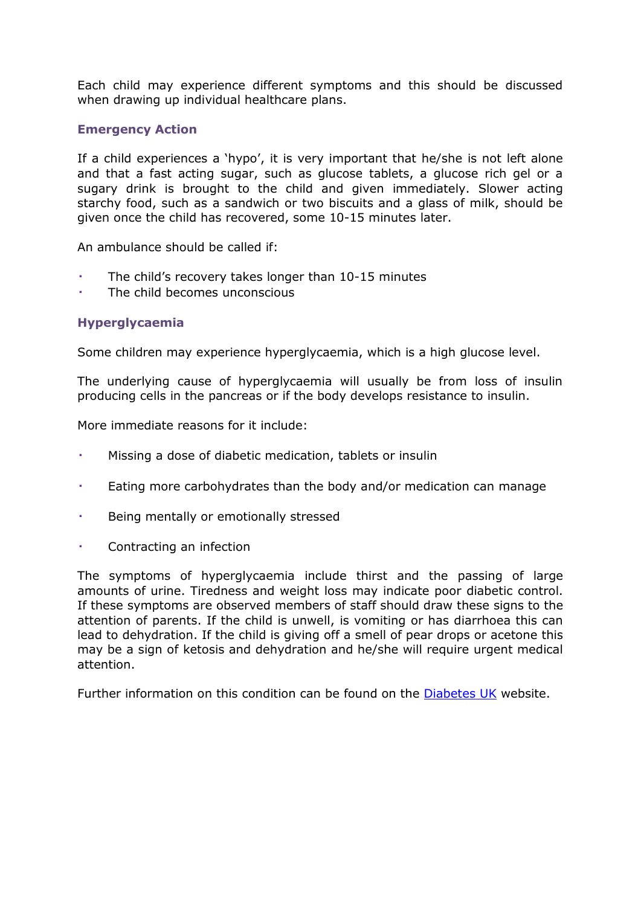Each child may experience different symptoms and this should be discussed when drawing up individual healthcare plans.

### Emergency Action

If a child experiences a 'hypo', it is very important that he/she is not left alone and that a fast acting sugar, such as glucose tablets, a glucose rich gel or a sugary drink is brought to the child and given immediately. Slower acting starchy food, such as a sandwich or two biscuits and a glass of milk, should be given once the child has recovered, some 10-15 minutes later.

An ambulance should be called if:

- The child's recovery takes longer than 10-15 minutes
- The child becomes unconscious

### Hyperglycaemia

Some children may experience hyperglycaemia, which is a high glucose level.

The underlying cause of hyperglycaemia will usually be from loss of insulin producing cells in the pancreas or if the body develops resistance to insulin.

More immediate reasons for it include:

- Missing a dose of diabetic medication, tablets or insulin
- Eating more carbohydrates than the body and/or medication can manage
- Being mentally or emotionally stressed
- Contracting an infection

The symptoms of hyperglycaemia include thirst and the passing of large amounts of urine. Tiredness and weight loss may indicate poor diabetic control. If these symptoms are observed members of staff should draw these signs to the attention of parents. If the child is unwell, is vomiting or has diarrhoea this can lead to dehydration. If the child is giving off a smell of pear drops or acetone this may be a sign of ketosis and dehydration and he/she will require urgent medical attention.

Further information on this condition can be found on the Diabetes UK website.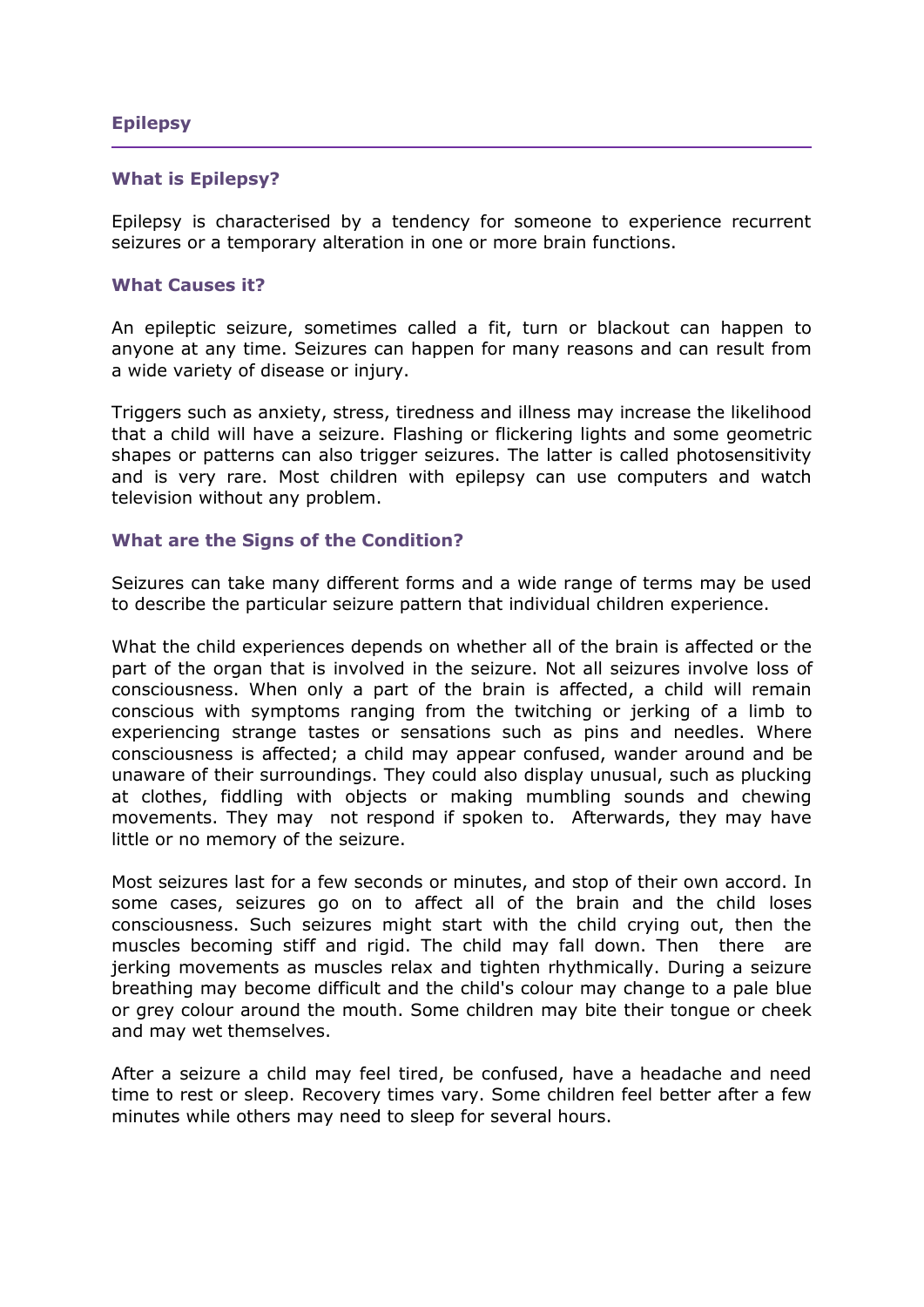## Epilepsy

### What is Epilepsy?

Epilepsy is characterised by a tendency for someone to experience recurrent seizures or a temporary alteration in one or more brain functions.

### What Causes it?

An epileptic seizure, sometimes called a fit, turn or blackout can happen to anyone at any time. Seizures can happen for many reasons and can result from a wide variety of disease or injury.

Triggers such as anxiety, stress, tiredness and illness may increase the likelihood that a child will have a seizure. Flashing or flickering lights and some geometric shapes or patterns can also trigger seizures. The latter is called photosensitivity and is very rare. Most children with epilepsy can use computers and watch television without any problem.

### What are the Signs of the Condition?

Seizures can take many different forms and a wide range of terms may be used to describe the particular seizure pattern that individual children experience.

What the child experiences depends on whether all of the brain is affected or the part of the organ that is involved in the seizure. Not all seizures involve loss of consciousness. When only a part of the brain is affected, a child will remain conscious with symptoms ranging from the twitching or jerking of a limb to experiencing strange tastes or sensations such as pins and needles. Where consciousness is affected; a child may appear confused, wander around and be unaware of their surroundings. They could also display unusual, such as plucking at clothes, fiddling with objects or making mumbling sounds and chewing movements. They may not respond if spoken to. Afterwards, they may have little or no memory of the seizure.

Most seizures last for a few seconds or minutes, and stop of their own accord. In some cases, seizures go on to affect all of the brain and the child loses consciousness. Such seizures might start with the child crying out, then the muscles becoming stiff and rigid. The child may fall down. Then there are jerking movements as muscles relax and tighten rhythmically. During a seizure breathing may become difficult and the child's colour may change to a pale blue or grey colour around the mouth. Some children may bite their tongue or cheek and may wet themselves.

After a seizure a child may feel tired, be confused, have a headache and need time to rest or sleep. Recovery times vary. Some children feel better after a few minutes while others may need to sleep for several hours.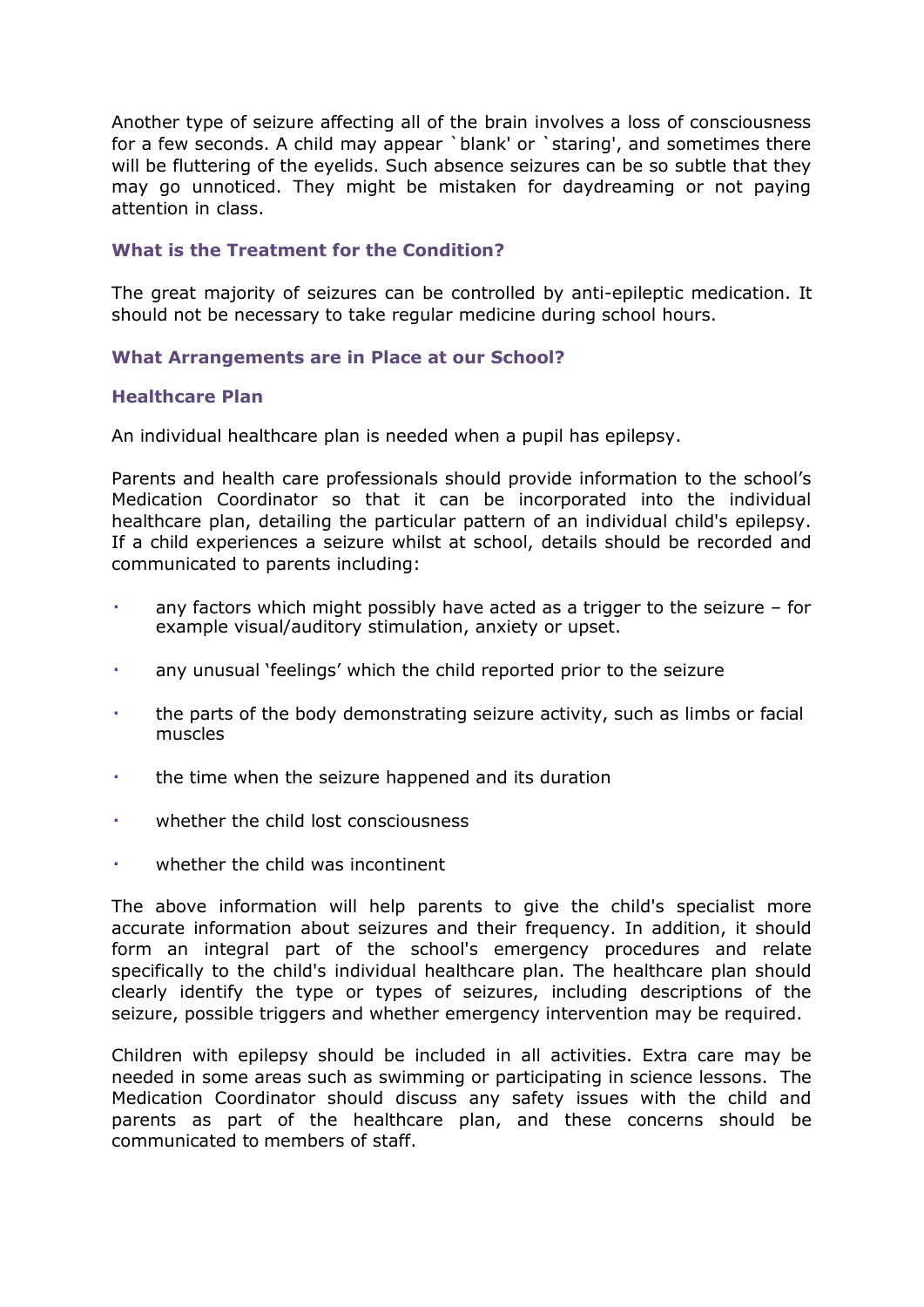Another type of seizure affecting all of the brain involves a loss of consciousness for a few seconds. A child may appear `blank' or `staring', and sometimes there will be fluttering of the eyelids. Such absence seizures can be so subtle that they may go unnoticed. They might be mistaken for daydreaming or not paying attention in class.

### What is the Treatment for the Condition?

The great majority of seizures can be controlled by anti-epileptic medication. It should not be necessary to take regular medicine during school hours.

### What Arrangements are in Place at our School?

### Healthcare Plan

An individual healthcare plan is needed when a pupil has epilepsy.

Parents and health care professionals should provide information to the school's Medication Coordinator so that it can be incorporated into the individual healthcare plan, detailing the particular pattern of an individual child's epilepsy. If a child experiences a seizure whilst at school, details should be recorded and communicated to parents including:

- any factors which might possibly have acted as a trigger to the seizure – for example visual/auditory stimulation, anxiety or upset.
- any unusual 'feelings' which the child reported prior to the seizure
- the parts of the body demonstrating seizure activity, such as limbs or facial muscles
- the time when the seizure happened and its duration
- whether the child lost consciousness
- whether the child was incontinent

The above information will help parents to give the child's specialist more accurate information about seizures and their frequency. In addition, it should form an integral part of the school's emergency procedures and relate specifically to the child's individual healthcare plan. The healthcare plan should clearly identify the type or types of seizures, including descriptions of the seizure, possible triggers and whether emergency intervention may be required.

Children with epilepsy should be included in all activities. Extra care may be needed in some areas such as swimming or participating in science lessons. The Medication Coordinator should discuss any safety issues with the child and parents as part of the healthcare plan, and these concerns should be communicated to members of staff.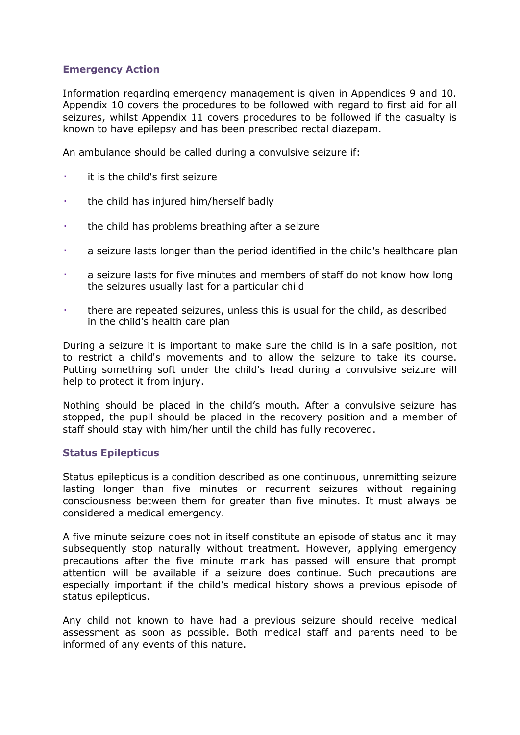### Emergency Action

Information regarding emergency management is given in Appendices 9 and 10. Appendix 10 covers the procedures to be followed with regard to first aid for all seizures, whilst Appendix 11 covers procedures to be followed if the casualty is known to have epilepsy and has been prescribed rectal diazepam.

An ambulance should be called during a convulsive seizure if:

- it is the child's first seizure
- the child has injured him/herself badly
- the child has problems breathing after a seizure
- a seizure lasts longer than the period identified in the child's healthcare plan
- a seizure lasts for five minutes and members of staff do not know how long the seizures usually last for a particular child
- there are repeated seizures, unless this is usual for the child, as described in the child's health care plan

During a seizure it is important to make sure the child is in a safe position, not to restrict a child's movements and to allow the seizure to take its course. Putting something soft under the child's head during a convulsive seizure will help to protect it from injury.

Nothing should be placed in the child's mouth. After a convulsive seizure has stopped, the pupil should be placed in the recovery position and a member of staff should stay with him/her until the child has fully recovered.

### Status Epilepticus

Status epilepticus is a condition described as one continuous, unremitting seizure lasting longer than five minutes or recurrent seizures without regaining consciousness between them for greater than five minutes. It must always be considered a medical emergency.

A five minute seizure does not in itself constitute an episode of status and it may subsequently stop naturally without treatment. However, applying emergency precautions after the five minute mark has passed will ensure that prompt attention will be available if a seizure does continue. Such precautions are especially important if the child's medical history shows a previous episode of status epilepticus.

Any child not known to have had a previous seizure should receive medical assessment as soon as possible. Both medical staff and parents need to be informed of any events of this nature.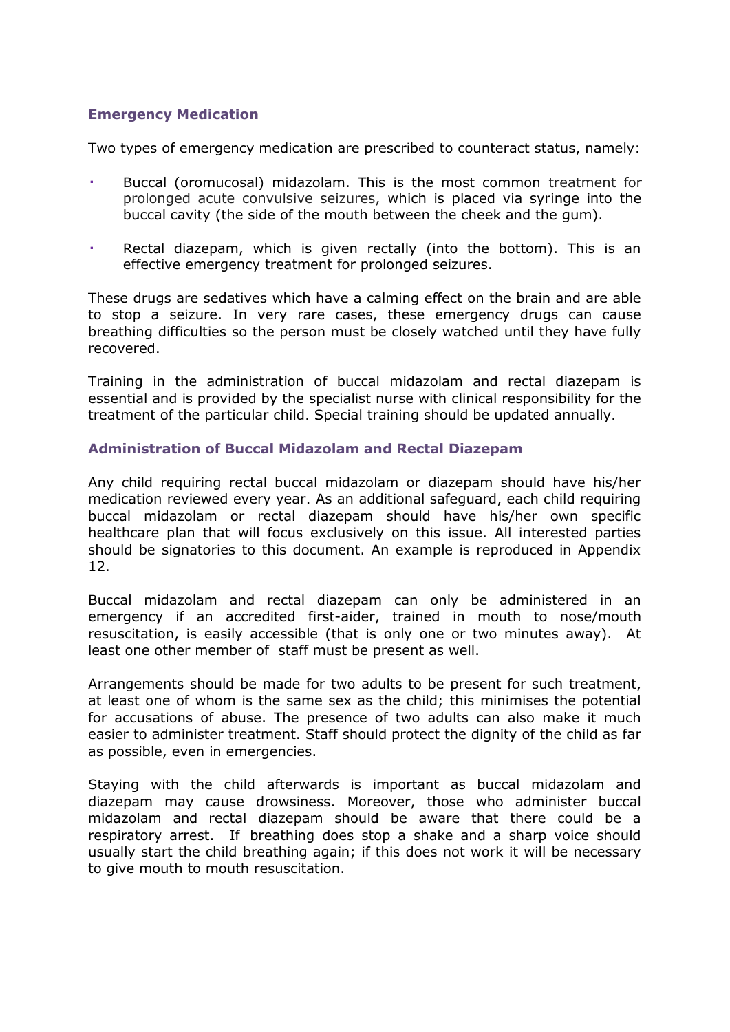### Emergency Medication

Two types of emergency medication are prescribed to counteract status, namely:

- Buccal (oromucosal) midazolam. This is the most common treatment for prolonged acute convulsive seizures, which is placed via syringe into the buccal cavity (the side of the mouth between the cheek and the gum).

- Rectal diazepam, which is given rectally (into the bottom). This is an effective emergency treatment for prolonged seizures.

These drugs are sedatives which have a calming effect on the brain and are able to stop a seizure. In very rare cases, these emergency drugs can cause breathing difficulties so the person must be closely watched until they have fully recovered.

Training in the administration of buccal midazolam and rectal diazepam is essential and is provided by the specialist nurse with clinical responsibility for the treatment of the particular child. Special training should be updated annually.

### Administration of Buccal Midazolam and Rectal Diazepam

Any child requiring rectal buccal midazolam or diazepam should have his/her medication reviewed every year. As an additional safeguard, each child requiring buccal midazolam or rectal diazepam should have his/her own specific healthcare plan that will focus exclusively on this issue. All interested parties should be signatories to this document. An example is reproduced in Appendix 12.

Buccal midazolam and rectal diazepam can only be administered in an emergency if an accredited first-aider, trained in mouth to nose/mouth resuscitation, is easily accessible (that is only one or two minutes away). At least one other member of staff must be present as well.

Arrangements should be made for two adults to be present for such treatment, at least one of whom is the same sex as the child; this minimises the potential for accusations of abuse. The presence of two adults can also make it much easier to administer treatment. Staff should protect the dignity of the child as far as possible, even in emergencies.

Staying with the child afterwards is important as buccal midazolam and diazepam may cause drowsiness. Moreover, those who administer buccal midazolam and rectal diazepam should be aware that there could be a respiratory arrest. If breathing does stop a shake and a sharp voice should usually start the child breathing again; if this does not work it will be necessary to give mouth to mouth resuscitation.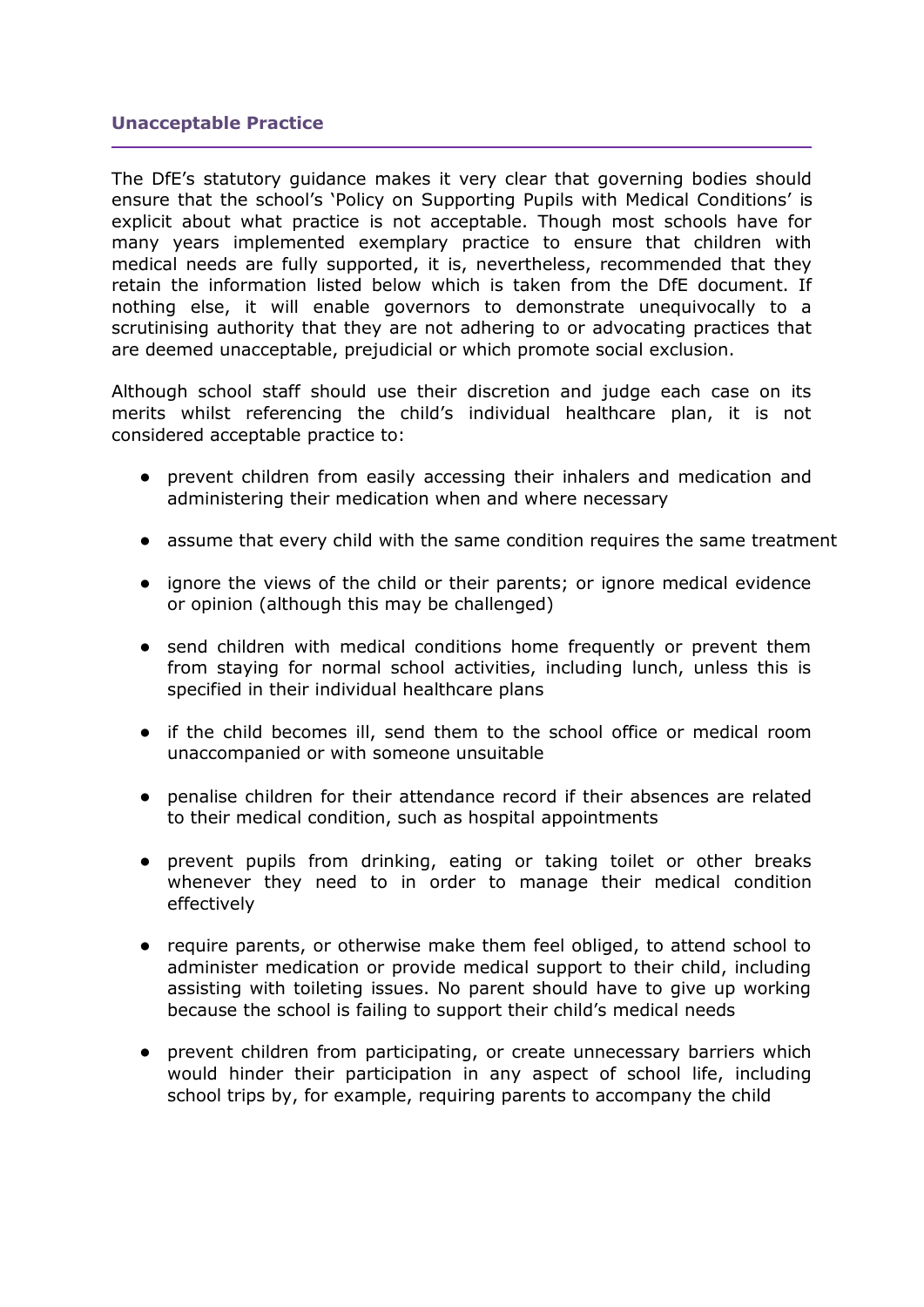## Unacceptable Practice

The DfE's statutory guidance makes it very clear that governing bodies should ensure that the school's 'Policy on Supporting Pupils with Medical Conditions' is explicit about what practice is not acceptable. Though most schools have for many years implemented exemplary practice to ensure that children with medical needs are fully supported, it is, nevertheless, recommended that they retain the information listed below which is taken from the DfE document. If nothing else, it will enable governors to demonstrate unequivocally to a scrutinising authority that they are not adhering to or advocating practices that are deemed unacceptable, prejudicial or which promote social exclusion.

Although school staff should use their discretion and judge each case on its merits whilst referencing the child's individual healthcare plan, it is not considered acceptable practice to:

- prevent children from easily accessing their inhalers and medication and administering their medication when and where necessary
- assume that every child with the same condition requires the same treatment
- ignore the views of the child or their parents; or ignore medical evidence or opinion (although this may be challenged)
- send children with medical conditions home frequently or prevent them from staying for normal school activities, including lunch, unless this is specified in their individual healthcare plans
- if the child becomes ill, send them to the school office or medical room unaccompanied or with someone unsuitable
- penalise children for their attendance record if their absences are related to their medical condition, such as hospital appointments
- prevent pupils from drinking, eating or taking toilet or other breaks whenever they need to in order to manage their medical condition effectively
- require parents, or otherwise make them feel obliged, to attend school to administer medication or provide medical support to their child, including assisting with toileting issues. No parent should have to give up working because the school is failing to support their child's medical needs
- prevent children from participating, or create unnecessary barriers which would hinder their participation in any aspect of school life, including school trips by, for example, requiring parents to accompany the child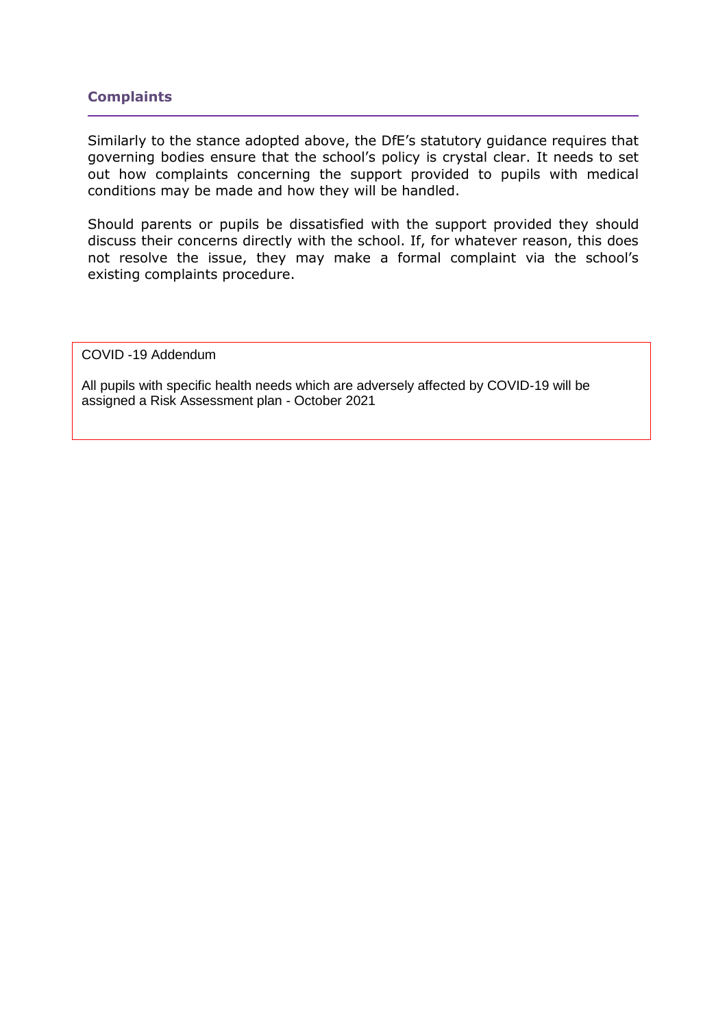## Complaints

Similarly to the stance adopted above, the DfE's statutory guidance requires that governing bodies ensure that the school's policy is crystal clear. It needs to set out how complaints concerning the support provided to pupils with medical conditions may be made and how they will be handled.

Should parents or pupils be dissatisfied with the support provided they should discuss their concerns directly with the school. If, for whatever reason, this does not resolve the issue, they may make a formal complaint via the school's existing complaints procedure.

COVID -19 Addendum

All pupils with specific health needs which are adversely affected by COVID-19 will be assigned a Risk Assessment plan - October 2021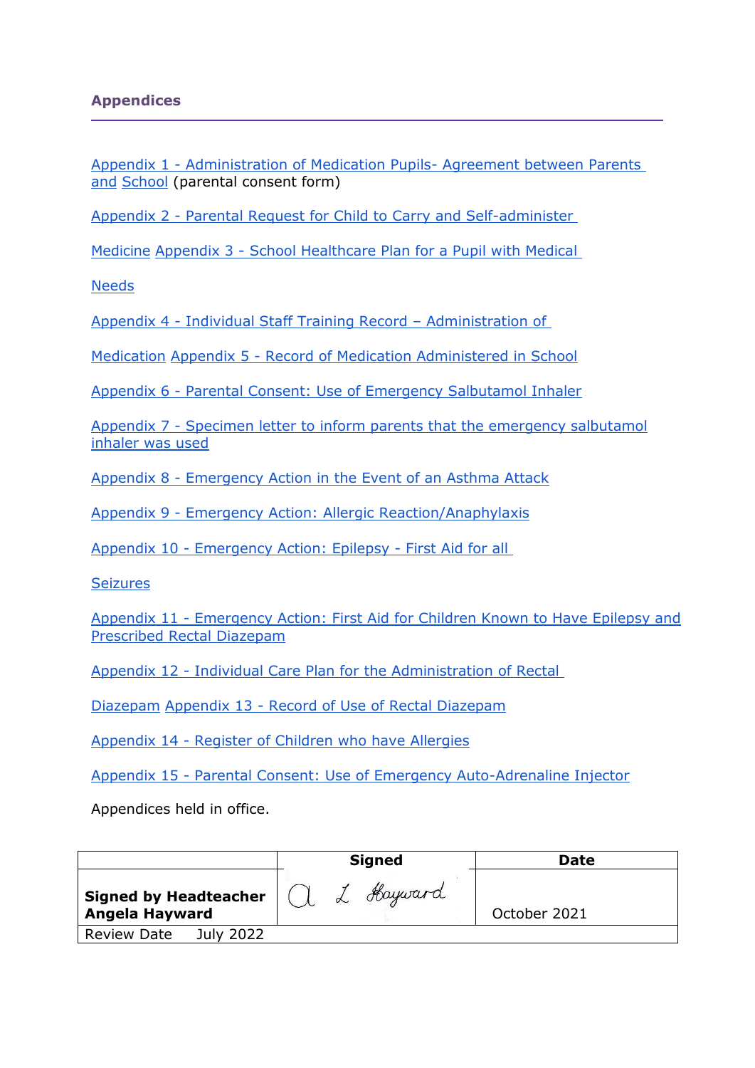## Appendices

Appendix 1 - Administration of Medication Pupils- Agreement between Parents and School (parental consent form)

Appendix 2 - Parental Request for Child to Carry and Self-administer

Medicine Appendix 3 - School Healthcare Plan for a Pupil with Medical

Needs

Appendix 4 - Individual Staff Training Record – Administration of

Medication Appendix 5 - Record of Medication Administered in School

Appendix 6 - Parental Consent: Use of Emergency Salbutamol Inhaler

Appendix 7 - Specimen letter to inform parents that the emergency salbutamol inhaler was used

Appendix 8 - Emergency Action in the Event of an Asthma Attack

Appendix 9 - Emergency Action: Allergic Reaction/Anaphylaxis

Appendix 10 - Emergency Action: Epilepsy - First Aid for all

Seizures

Appendix 11 - Emergency Action: First Aid for Children Known to Have Epilepsy and Prescribed Rectal Diazepam

Appendix 12 - Individual Care Plan for the Administration of Rectal

Diazepam Appendix 13 - Record of Use of Rectal Diazepam

Appendix 14 - Register of Children who have Allergies

Appendix 15 - Parental Consent: Use of Emergency Auto-Adrenaline Injector

Appendices held in office.

| | **Signed** | **Date** |
|---|---|---|
| **Signed by Headteacher Angela Hayward** | A L Hayward | October 2021 |
| Review Date July 2022 | | |